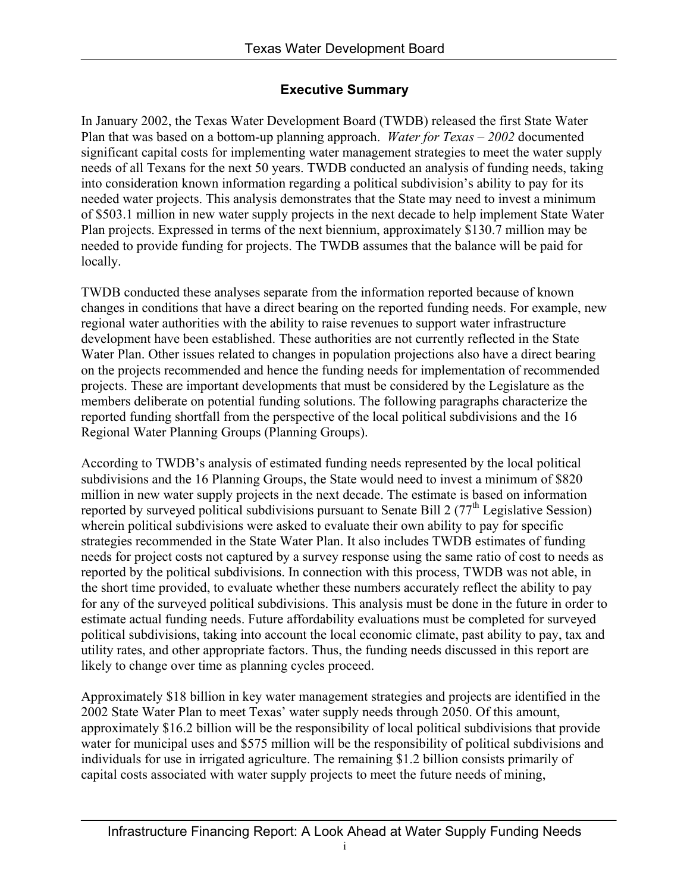## Executive Summary

In January 2002, the Texas Water Development Board (TWDB) released the first State Water Plan that was based on a bottom-up planning approach. *Water for Texas – 2002* documented significant capital costs for implementing water management strategies to meet the water supply needs of all Texans for the next 50 years. TWDB conducted an analysis of funding needs, taking into consideration known information regarding a political subdivision's ability to pay for its needed water projects. This analysis demonstrates that the State may need to invest a minimum of $503.1 million in new water supply projects in the next decade to help implement State Water Plan projects. Expressed in terms of the next biennium, approximately $130.7 million may be needed to provide funding for projects. The TWDB assumes that the balance will be paid for locally.

TWDB conducted these analyses separate from the information reported because of known changes in conditions that have a direct bearing on the reported funding needs. For example, new regional water authorities with the ability to raise revenues to support water infrastructure development have been established. These authorities are not currently reflected in the State Water Plan. Other issues related to changes in population projections also have a direct bearing on the projects recommended and hence the funding needs for implementation of recommended projects. These are important developments that must be considered by the Legislature as the members deliberate on potential funding solutions. The following paragraphs characterize the reported funding shortfall from the perspective of the local political subdivisions and the 16 Regional Water Planning Groups (Planning Groups).

According to TWDB's analysis of estimated funding needs represented by the local political subdivisions and the 16 Planning Groups, the State would need to invest a minimum of $820 million in new water supply projects in the next decade. The estimate is based on information reported by surveyed political subdivisions pursuant to Senate Bill 2 (77th Legislative Session) wherein political subdivisions were asked to evaluate their own ability to pay for specific strategies recommended in the State Water Plan. It also includes TWDB estimates of funding needs for project costs not captured by a survey response using the same ratio of cost to needs as reported by the political subdivisions. In connection with this process, TWDB was not able, in the short time provided, to evaluate whether these numbers accurately reflect the ability to pay for any of the surveyed political subdivisions. This analysis must be done in the future in order to estimate actual funding needs. Future affordability evaluations must be completed for surveyed political subdivisions, taking into account the local economic climate, past ability to pay, tax and utility rates, and other appropriate factors. Thus, the funding needs discussed in this report are likely to change over time as planning cycles proceed.

Approximately $18 billion in key water management strategies and projects are identified in the 2002 State Water Plan to meet Texas' water supply needs through 2050. Of this amount, approximately $16.2 billion will be the responsibility of local political subdivisions that provide water for municipal uses and $575 million will be the responsibility of political subdivisions and individuals for use in irrigated agriculture. The remaining $1.2 billion consists primarily of capital costs associated with water supply projects to meet the future needs of mining,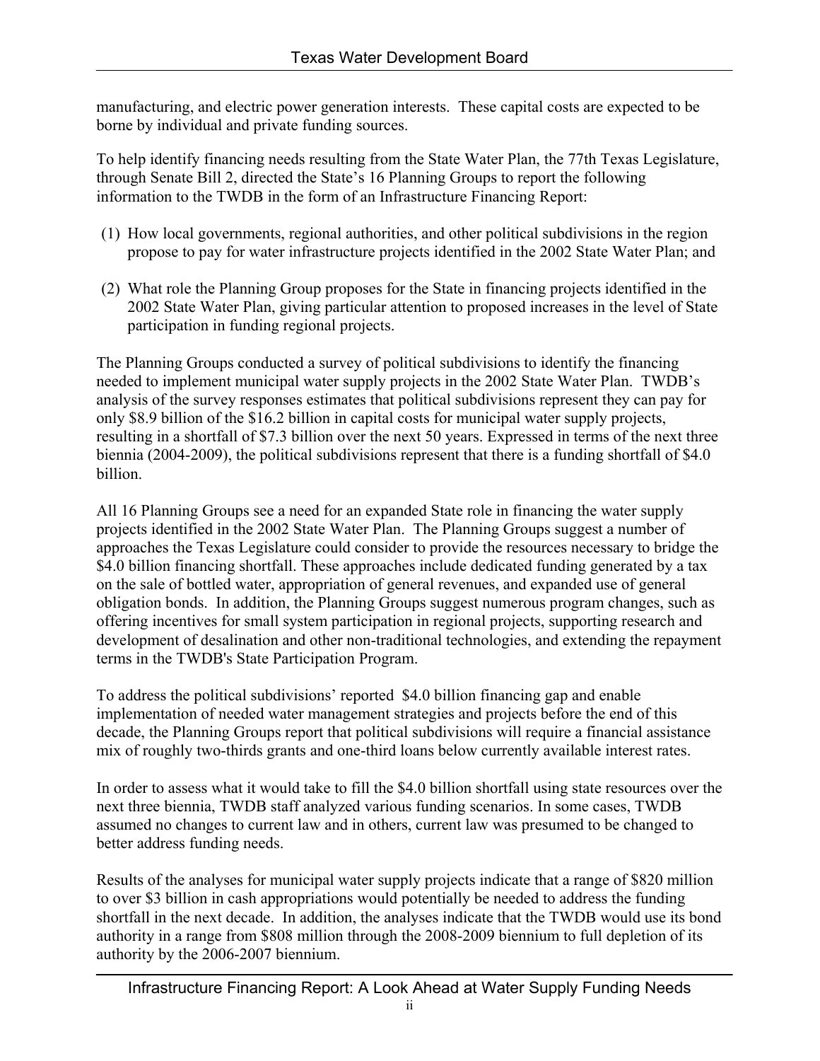manufacturing, and electric power generation interests. These capital costs are expected to be borne by individual and private funding sources.

To help identify financing needs resulting from the State Water Plan, the 77th Texas Legislature, through Senate Bill 2, directed the State's 16 Planning Groups to report the following information to the TWDB in the form of an Infrastructure Financing Report:

(1) How local governments, regional authorities, and other political subdivisions in the region propose to pay for water infrastructure projects identified in the 2002 State Water Plan; and

(2) What role the Planning Group proposes for the State in financing projects identified in the 2002 State Water Plan, giving particular attention to proposed increases in the level of State participation in funding regional projects.

The Planning Groups conducted a survey of political subdivisions to identify the financing needed to implement municipal water supply projects in the 2002 State Water Plan. TWDB's analysis of the survey responses estimates that political subdivisions represent they can pay for only \$8.9 billion of the \$16.2 billion in capital costs for municipal water supply projects, resulting in a shortfall of \$7.3 billion over the next 50 years. Expressed in terms of the next three biennia (2004-2009), the political subdivisions represent that there is a funding shortfall of \$4.0 billion.

All 16 Planning Groups see a need for an expanded State role in financing the water supply projects identified in the 2002 State Water Plan. The Planning Groups suggest a number of approaches the Texas Legislature could consider to provide the resources necessary to bridge the \$4.0 billion financing shortfall. These approaches include dedicated funding generated by a tax on the sale of bottled water, appropriation of general revenues, and expanded use of general obligation bonds. In addition, the Planning Groups suggest numerous program changes, such as offering incentives for small system participation in regional projects, supporting research and development of desalination and other non-traditional technologies, and extending the repayment terms in the TWDB's State Participation Program.

To address the political subdivisions' reported \$4.0 billion financing gap and enable implementation of needed water management strategies and projects before the end of this decade, the Planning Groups report that political subdivisions will require a financial assistance mix of roughly two-thirds grants and one-third loans below currently available interest rates.

In order to assess what it would take to fill the \$4.0 billion shortfall using state resources over the next three biennia, TWDB staff analyzed various funding scenarios. In some cases, TWDB assumed no changes to current law and in others, current law was presumed to be changed to better address funding needs.

Results of the analyses for municipal water supply projects indicate that a range of \$820 million to over \$3 billion in cash appropriations would potentially be needed to address the funding shortfall in the next decade. In addition, the analyses indicate that the TWDB would use its bond authority in a range from \$808 million through the 2008-2009 biennium to full depletion of its authority by the 2006-2007 biennium.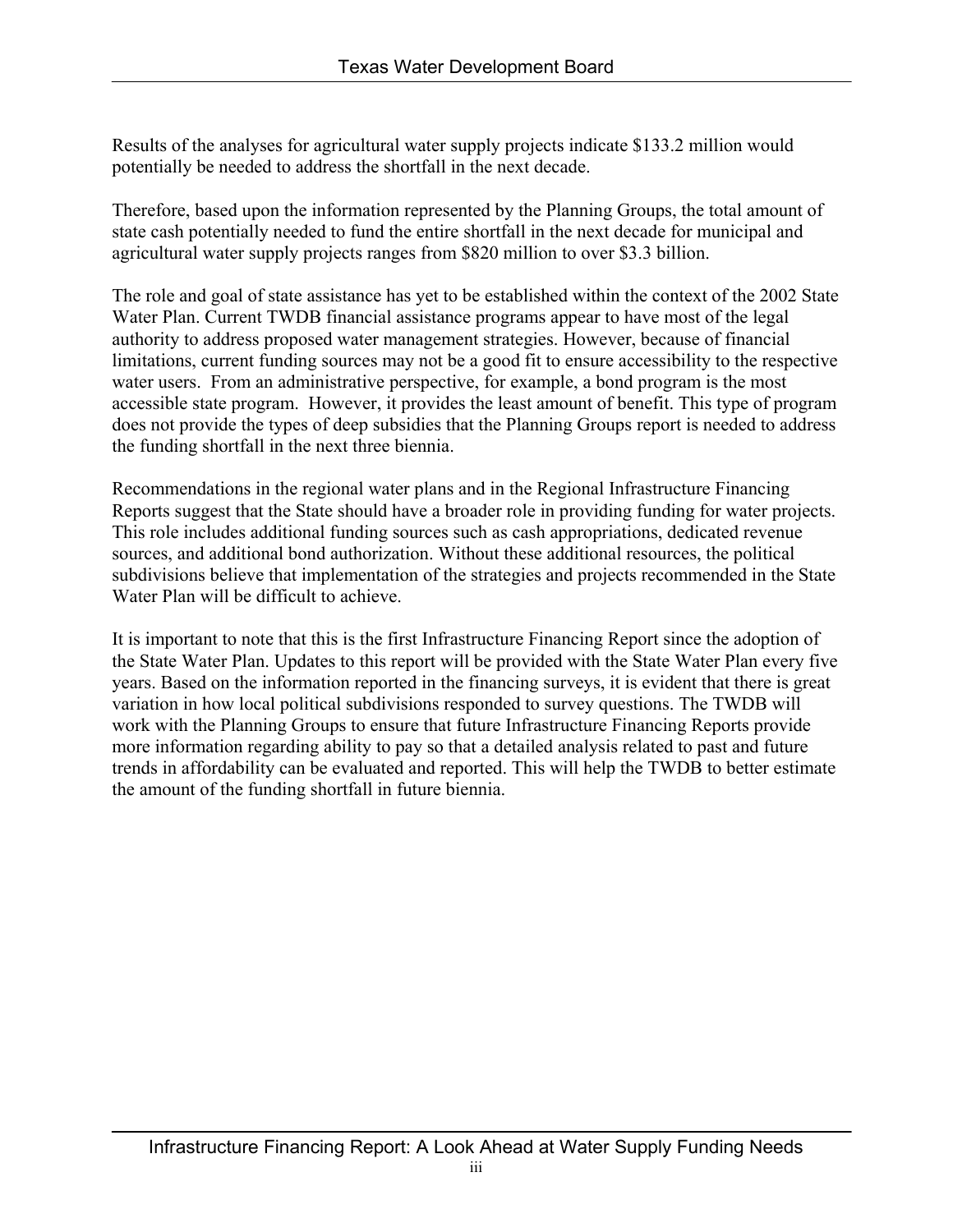Results of the analyses for agricultural water supply projects indicate $133.2 million would potentially be needed to address the shortfall in the next decade.

Therefore, based upon the information represented by the Planning Groups, the total amount of state cash potentially needed to fund the entire shortfall in the next decade for municipal and agricultural water supply projects ranges from $820 million to over $3.3 billion.

The role and goal of state assistance has yet to be established within the context of the 2002 State Water Plan. Current TWDB financial assistance programs appear to have most of the legal authority to address proposed water management strategies. However, because of financial limitations, current funding sources may not be a good fit to ensure accessibility to the respective water users. From an administrative perspective, for example, a bond program is the most accessible state program. However, it provides the least amount of benefit. This type of program does not provide the types of deep subsidies that the Planning Groups report is needed to address the funding shortfall in the next three biennia.

Recommendations in the regional water plans and in the Regional Infrastructure Financing Reports suggest that the State should have a broader role in providing funding for water projects. This role includes additional funding sources such as cash appropriations, dedicated revenue sources, and additional bond authorization. Without these additional resources, the political subdivisions believe that implementation of the strategies and projects recommended in the State Water Plan will be difficult to achieve.

It is important to note that this is the first Infrastructure Financing Report since the adoption of the State Water Plan. Updates to this report will be provided with the State Water Plan every five years. Based on the information reported in the financing surveys, it is evident that there is great variation in how local political subdivisions responded to survey questions. The TWDB will work with the Planning Groups to ensure that future Infrastructure Financing Reports provide more information regarding ability to pay so that a detailed analysis related to past and future trends in affordability can be evaluated and reported. This will help the TWDB to better estimate the amount of the funding shortfall in future biennia.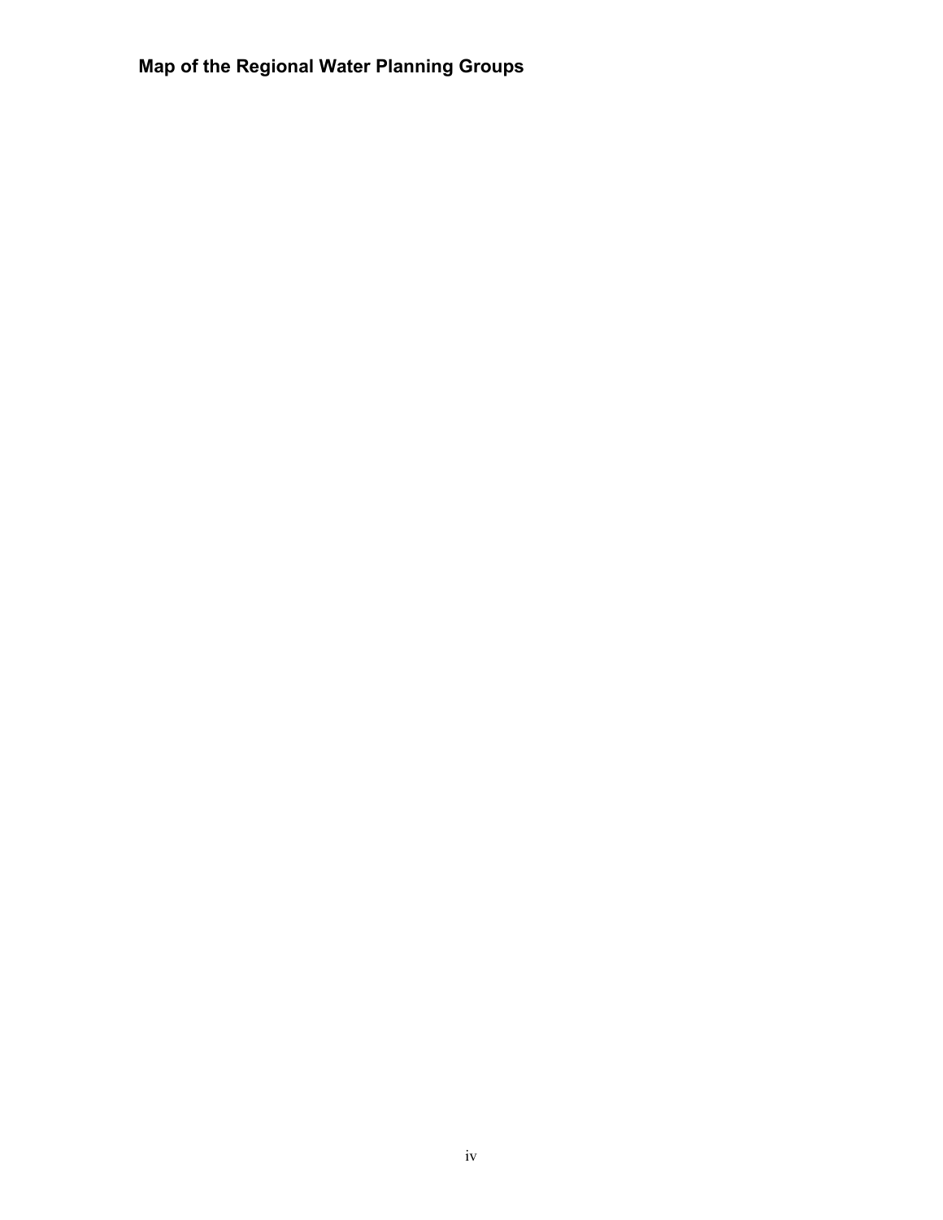## Map of the Regional Water Planning Groups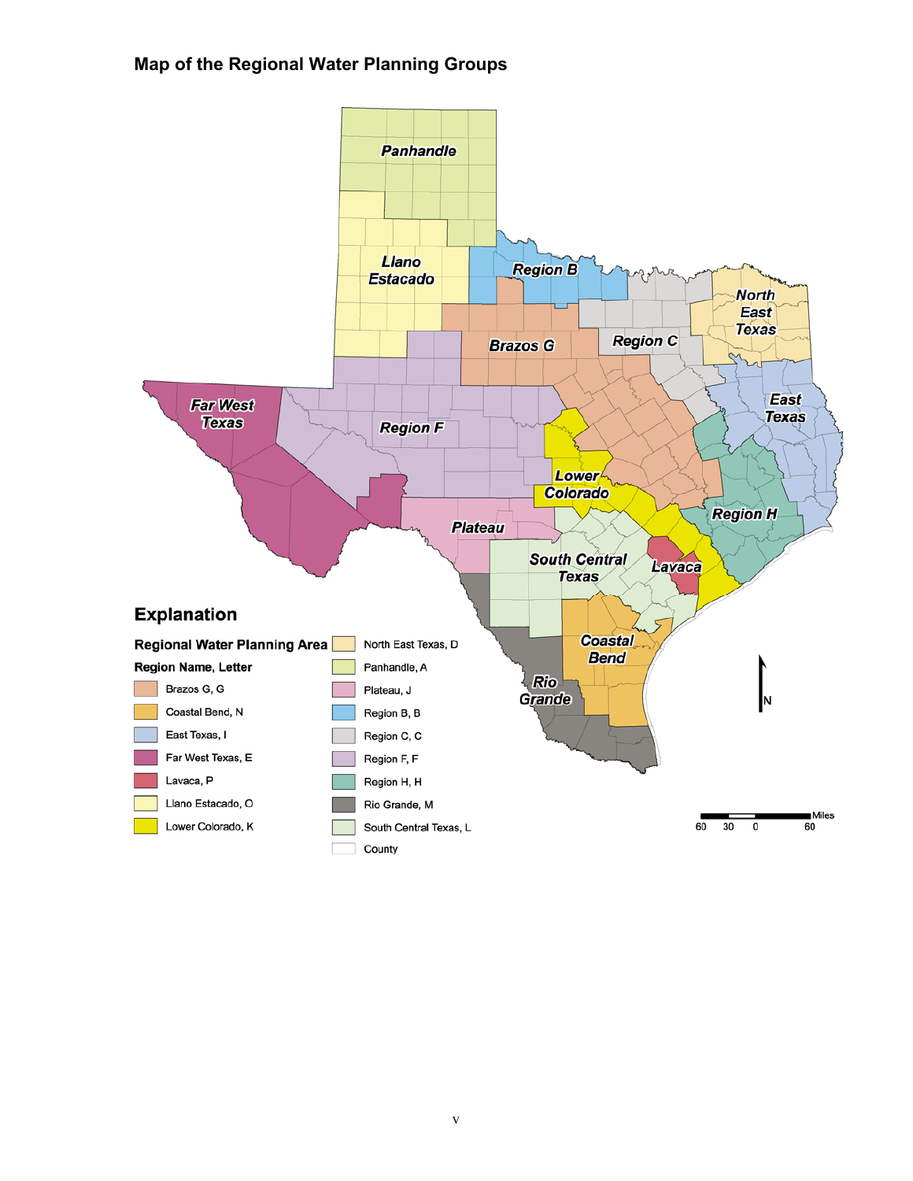## Map of the Regional Water Planning Groups

Panhandle
Llano Estacado
Region B
North East Texas
Region C
Brazos G
East Texas
Far West Texas
Region F
Lower Colorado
Region H
Plateau
South Central Texas
Lavaca
Coastal Bend
Rio Grande

N

Miles
60 30 0 60

### Explanation

**Regional Water Planning Area**

**Region Name, Letter**

- Brazos G, G
- Coastal Bend, N
- East Texas, I
- Far West Texas, E
- Lavaca, P
- Llano Estacado, O
- Lower Colorado, K
- North East Texas, D
- Panhandle, A
- Plateau, J
- Region B, B
- Region C, C
- Region F, F
- Region H, H
- Rio Grande, M
- South Central Texas, L
- County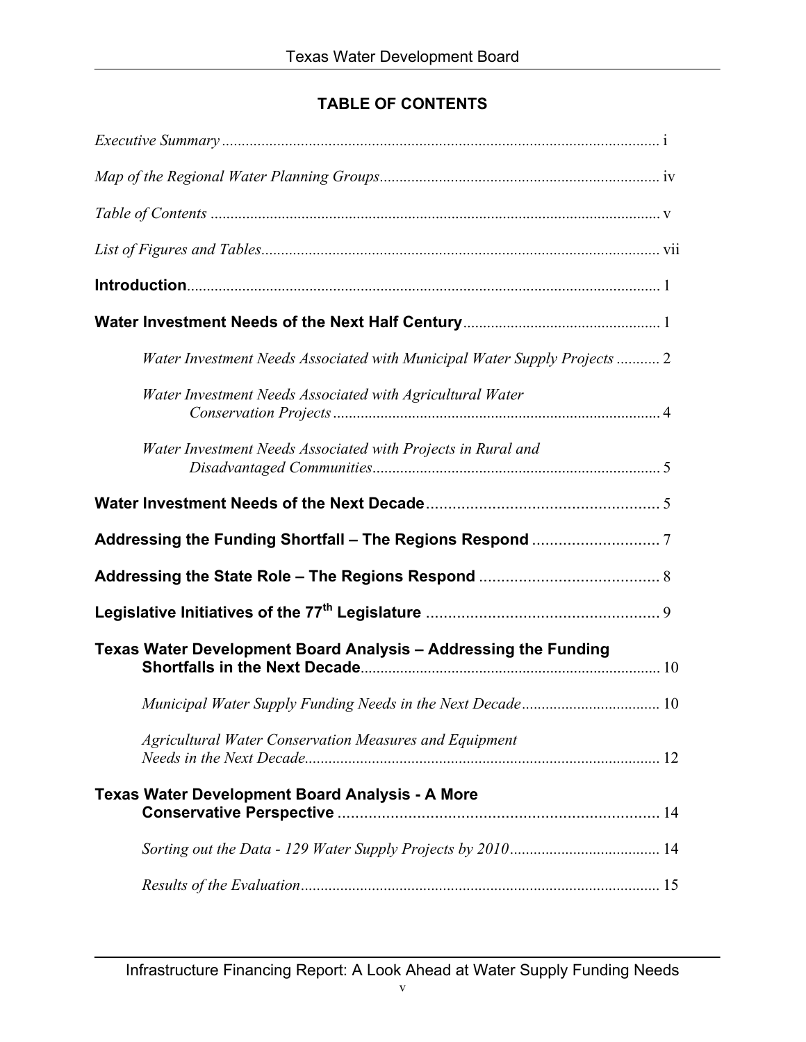## TABLE OF CONTENTS

*Executive Summary* ............................................................................................................. i

*Map of the Regional Water Planning Groups*....................................................................... iv

*Table of Contents* ................................................................................................................. v

*List of Figures and Tables*................................................................................................... vii

**Introduction**....................................................................................................................... 1

**Water Investment Needs of the Next Half Century**.................................................. 1

*Water Investment Needs Associated with Municipal Water Supply Projects* ........... 2

*Water Investment Needs Associated with Agricultural Water Conservation Projects*.................................................................................. 4

*Water Investment Needs Associated with Projects in Rural and Disadvantaged Communities*........................................................................ 5

**Water Investment Needs of the Next Decade**..................................................... 5

**Addressing the Funding Shortfall – The Regions Respond** ............................. 7

**Addressing the State Role – The Regions Respond** ......................................... 8

**Legislative Initiatives of the 77th Legislature** ..................................................... 9

**Texas Water Development Board Analysis – Addressing the Funding Shortfalls in the Next Decade**........................................................................... 10

*Municipal Water Supply Funding Needs in the Next Decade*................................... 10

*Agricultural Water Conservation Measures and Equipment Needs in the Next Decade*......................................................................................... 12

**Texas Water Development Board Analysis - A More Conservative Perspective** .......................................................................... 14

*Sorting out the Data - 129 Water Supply Projects by 2010*...................................... 14

*Results of the Evaluation*.......................................................................................... 15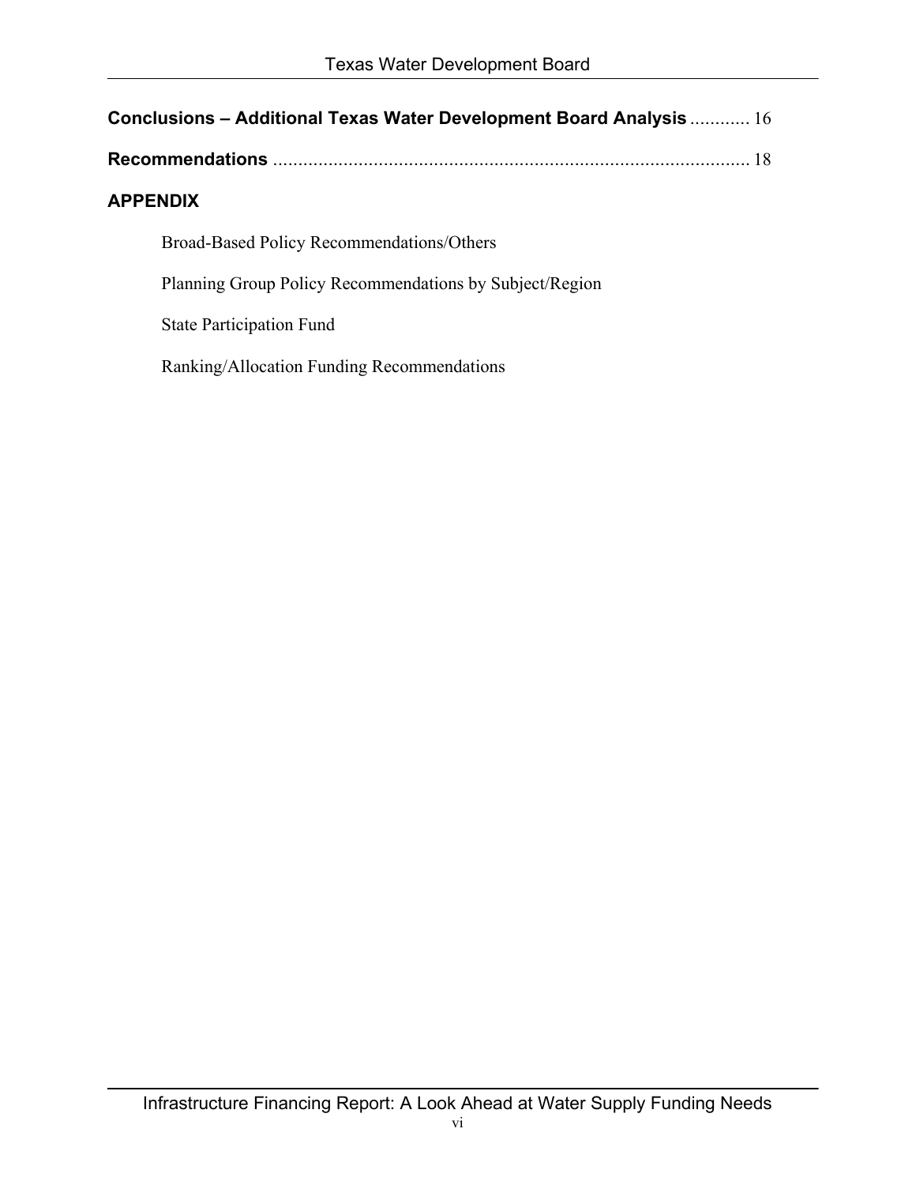**Conclusions – Additional Texas Water Development Board Analysis** ............ 16

**Recommendations** ............................................................................................ 18

**APPENDIX**

Broad-Based Policy Recommendations/Others

Planning Group Policy Recommendations by Subject/Region

State Participation Fund

Ranking/Allocation Funding Recommendations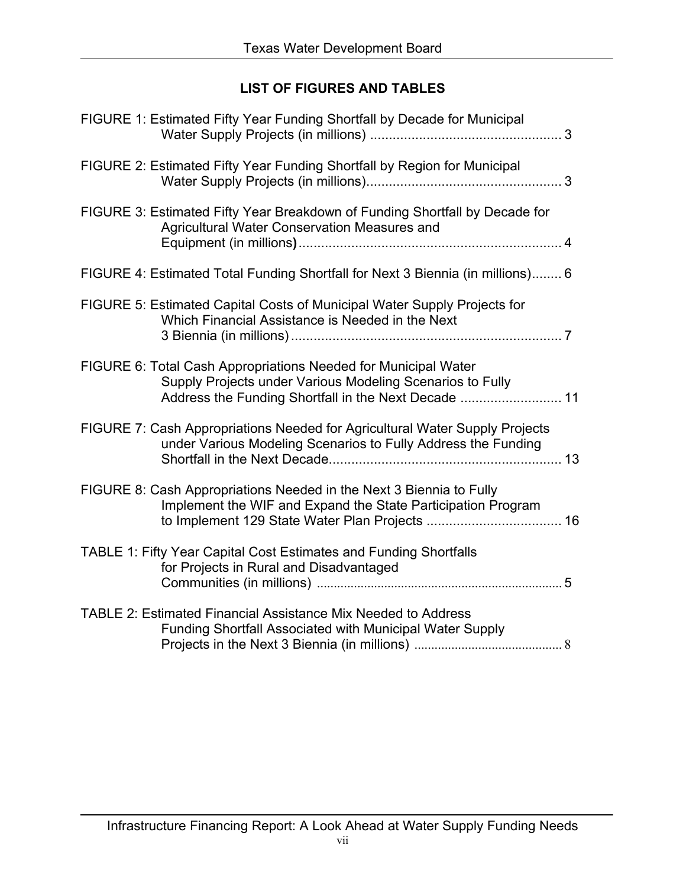## LIST OF FIGURES AND TABLES

FIGURE 1: Estimated Fifty Year Funding Shortfall by Decade for Municipal Water Supply Projects (in millions) .................................................. 3

FIGURE 2: Estimated Fifty Year Funding Shortfall by Region for Municipal Water Supply Projects (in millions)................................................... 3

FIGURE 3: Estimated Fifty Year Breakdown of Funding Shortfall by Decade for Agricultural Water Conservation Measures and Equipment (in millions)..................................................................... 4

FIGURE 4: Estimated Total Funding Shortfall for Next 3 Biennia (in millions)........ 6

FIGURE 5: Estimated Capital Costs of Municipal Water Supply Projects for Which Financial Assistance is Needed in the Next 3 Biennia (in millions)........................................................................ 7

FIGURE 6: Total Cash Appropriations Needed for Municipal Water Supply Projects under Various Modeling Scenarios to Fully Address the Funding Shortfall in the Next Decade ........................... 11

FIGURE 7: Cash Appropriations Needed for Agricultural Water Supply Projects under Various Modeling Scenarios to Fully Address the Funding Shortfall in the Next Decade.............................................................. 13

FIGURE 8: Cash Appropriations Needed in the Next 3 Biennia to Fully Implement the WIF and Expand the State Participation Program to Implement 129 State Water Plan Projects .................................... 16

TABLE 1: Fifty Year Capital Cost Estimates and Funding Shortfalls for Projects in Rural and Disadvantaged Communities (in millions) ....................................................................... 5

TABLE 2: Estimated Financial Assistance Mix Needed to Address Funding Shortfall Associated with Municipal Water Supply Projects in the Next 3 Biennia (in millions) ........................................... 8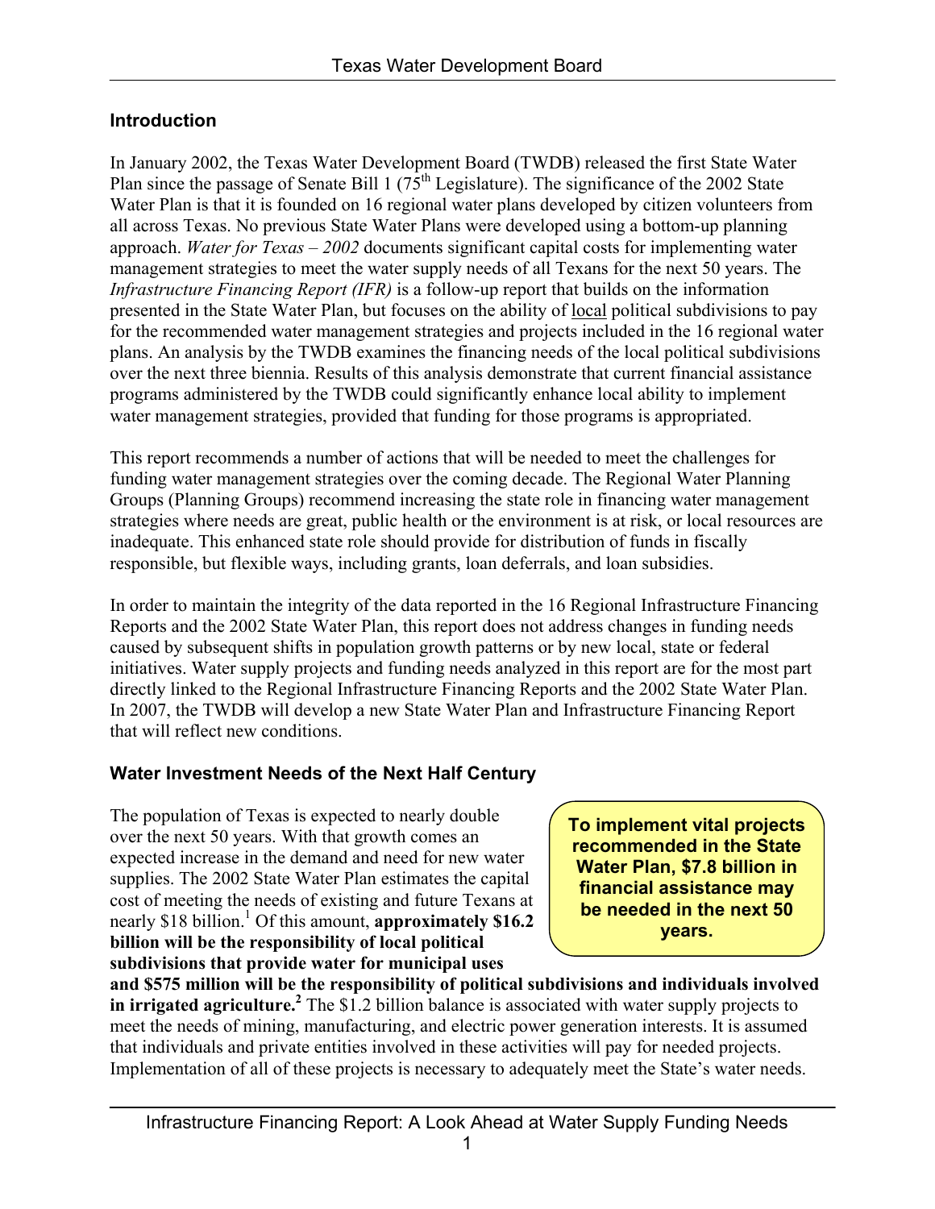## Introduction

In January 2002, the Texas Water Development Board (TWDB) released the first State Water Plan since the passage of Senate Bill 1 (75th Legislature). The significance of the 2002 State Water Plan is that it is founded on 16 regional water plans developed by citizen volunteers from all across Texas. No previous State Water Plans were developed using a bottom-up planning approach. *Water for Texas – 2002* documents significant capital costs for implementing water management strategies to meet the water supply needs of all Texans for the next 50 years. The *Infrastructure Financing Report (IFR)* is a follow-up report that builds on the information presented in the State Water Plan, but focuses on the ability of local political subdivisions to pay for the recommended water management strategies and projects included in the 16 regional water plans. An analysis by the TWDB examines the financing needs of the local political subdivisions over the next three biennia. Results of this analysis demonstrate that current financial assistance programs administered by the TWDB could significantly enhance local ability to implement water management strategies, provided that funding for those programs is appropriated.

This report recommends a number of actions that will be needed to meet the challenges for funding water management strategies over the coming decade. The Regional Water Planning Groups (Planning Groups) recommend increasing the state role in financing water management strategies where needs are great, public health or the environment is at risk, or local resources are inadequate. This enhanced state role should provide for distribution of funds in fiscally responsible, but flexible ways, including grants, loan deferrals, and loan subsidies.

In order to maintain the integrity of the data reported in the 16 Regional Infrastructure Financing Reports and the 2002 State Water Plan, this report does not address changes in funding needs caused by subsequent shifts in population growth patterns or by new local, state or federal initiatives. Water supply projects and funding needs analyzed in this report are for the most part directly linked to the Regional Infrastructure Financing Reports and the 2002 State Water Plan. In 2007, the TWDB will develop a new State Water Plan and Infrastructure Financing Report that will reflect new conditions.

## Water Investment Needs of the Next Half Century

**To implement vital projects recommended in the State Water Plan, $7.8 billion in financial assistance may be needed in the next 50 years.**

The population of Texas is expected to nearly double over the next 50 years. With that growth comes an expected increase in the demand and need for new water supplies. The 2002 State Water Plan estimates the capital cost of meeting the needs of existing and future Texans at nearly $18 billion.[1] Of this amount, **approximately $16.2 billion will be the responsibility of local political subdivisions that provide water for municipal uses and $575 million will be the responsibility of political subdivisions and individuals involved in irrigated agriculture.[2]** The $1.2 billion balance is associated with water supply projects to meet the needs of mining, manufacturing, and electric power generation interests. It is assumed that individuals and private entities involved in these activities will pay for needed projects. Implementation of all of these projects is necessary to adequately meet the State's water needs.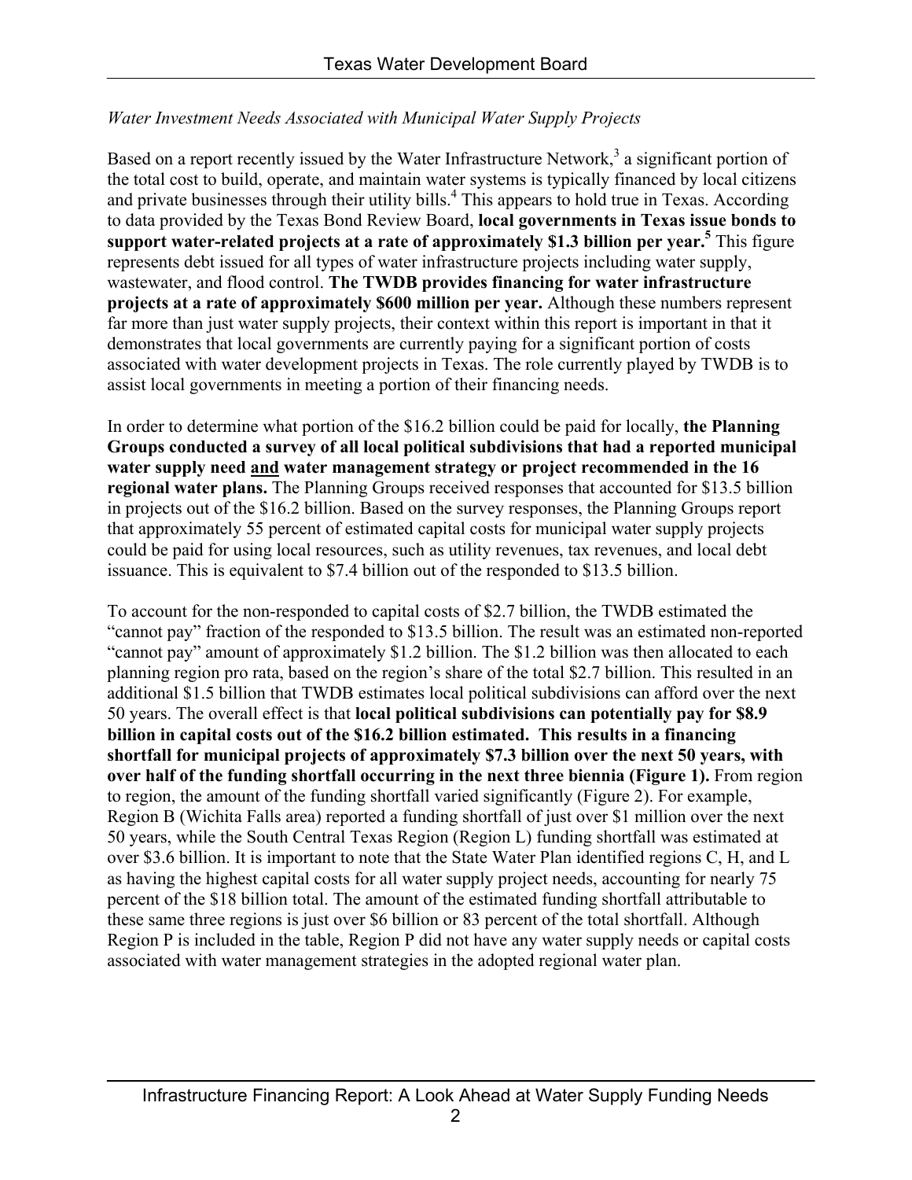*Water Investment Needs Associated with Municipal Water Supply Projects*

Based on a report recently issued by the Water Infrastructure Network,[3] a significant portion of the total cost to build, operate, and maintain water systems is typically financed by local citizens and private businesses through their utility bills.[4] This appears to hold true in Texas. According to data provided by the Texas Bond Review Board, **local governments in Texas issue bonds to support water-related projects at a rate of approximately $1.3 billion per year.[5]** This figure represents debt issued for all types of water infrastructure projects including water supply, wastewater, and flood control. **The TWDB provides financing for water infrastructure projects at a rate of approximately $600 million per year.** Although these numbers represent far more than just water supply projects, their context within this report is important in that it demonstrates that local governments are currently paying for a significant portion of costs associated with water development projects in Texas. The role currently played by TWDB is to assist local governments in meeting a portion of their financing needs.

In order to determine what portion of the $16.2 billion could be paid for locally, **the Planning Groups conducted a survey of all local political subdivisions that had a reported municipal water supply need <u>and</u> water management strategy or project recommended in the 16 regional water plans.** The Planning Groups received responses that accounted for $13.5 billion in projects out of the $16.2 billion. Based on the survey responses, the Planning Groups report that approximately 55 percent of estimated capital costs for municipal water supply projects could be paid for using local resources, such as utility revenues, tax revenues, and local debt issuance. This is equivalent to $7.4 billion out of the responded to $13.5 billion.

To account for the non-responded to capital costs of $2.7 billion, the TWDB estimated the "cannot pay" fraction of the responded to $13.5 billion. The result was an estimated non-reported "cannot pay" amount of approximately $1.2 billion. The $1.2 billion was then allocated to each planning region pro rata, based on the region's share of the total $2.7 billion. This resulted in an additional $1.5 billion that TWDB estimates local political subdivisions can afford over the next 50 years. The overall effect is that **local political subdivisions can potentially pay for $8.9 billion in capital costs out of the $16.2 billion estimated. This results in a financing shortfall for municipal projects of approximately $7.3 billion over the next 50 years, with over half of the funding shortfall occurring in the next three biennia (Figure 1).** From region to region, the amount of the funding shortfall varied significantly (Figure 2). For example, Region B (Wichita Falls area) reported a funding shortfall of just over $1 million over the next 50 years, while the South Central Texas Region (Region L) funding shortfall was estimated at over $3.6 billion. It is important to note that the State Water Plan identified regions C, H, and L as having the highest capital costs for all water supply project needs, accounting for nearly 75 percent of the $18 billion total. The amount of the estimated funding shortfall attributable to these same three regions is just over $6 billion or 83 percent of the total shortfall. Although Region P is included in the table, Region P did not have any water supply needs or capital costs associated with water management strategies in the adopted regional water plan.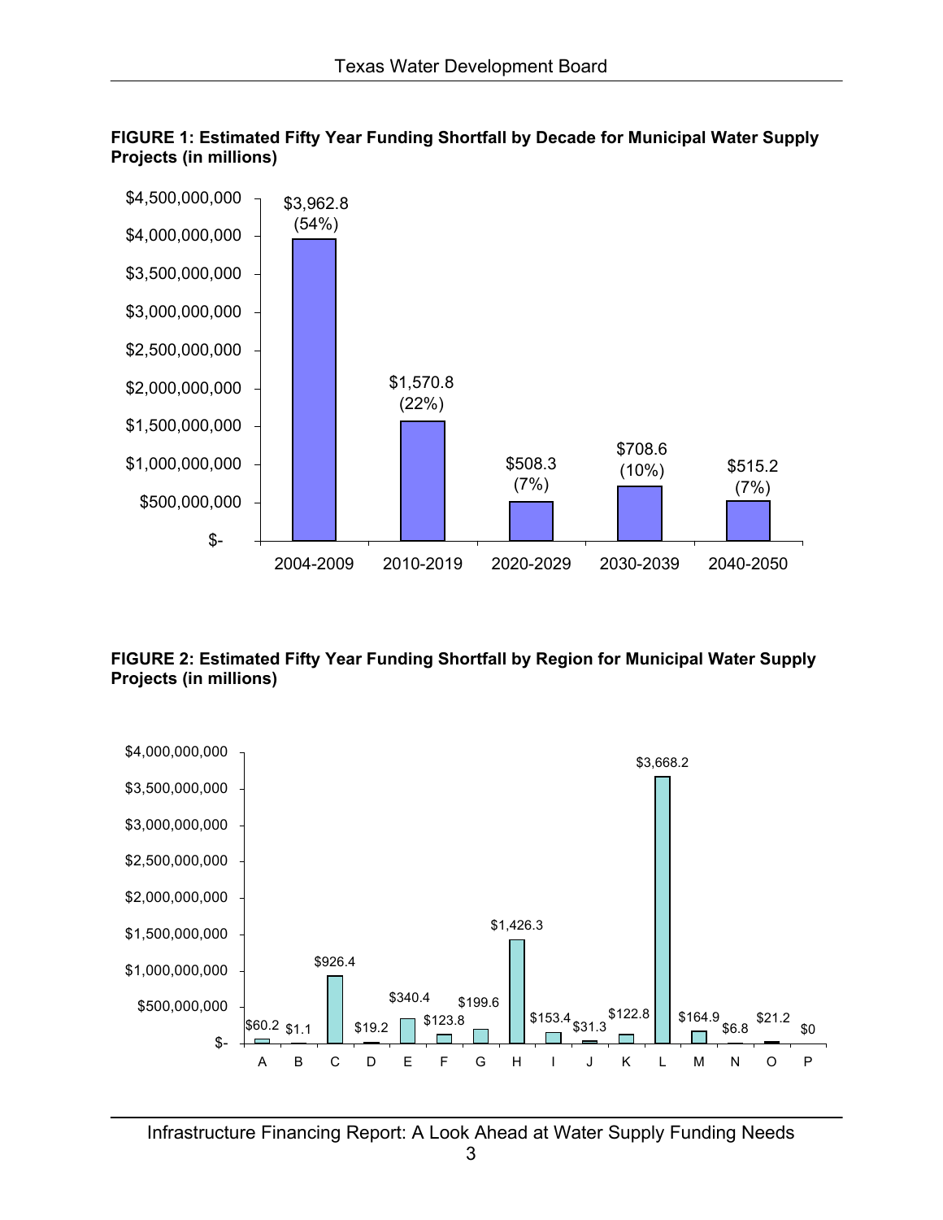**FIGURE 1: Estimated Fifty Year Funding Shortfall by Decade for Municipal Water Supply Projects (in millions)**

| Decade | Shortfall (in millions) | Percent |
|---|---|---|
| 2004-2009 | $3,962.8 | (54%) |
| 2010-2019 | $1,570.8 | (22%) |
| 2020-2029 | $508.3 | (7%) |
| 2030-2039 | $708.6 | (10%) |
| 2040-2050 | $515.2 | (7%) |

**FIGURE 2: Estimated Fifty Year Funding Shortfall by Region for Municipal Water Supply Projects (in millions)**

| Region | Shortfall (in millions) |
|---|---|
| A | $60.2 |
| B | $1.1 |
| C | $926.4 |
| D | $19.2 |
| E | $340.4 |
| F | $123.8 |
| G | $199.6 |
| H | $1,426.3 |
| I | $153.4 |
| J | $31.3 |
| K | $122.8 |
| L | $3,668.2 |
| M | $164.9 |
| N | $6.8 |
| O | $21.2 |
| P | $0 |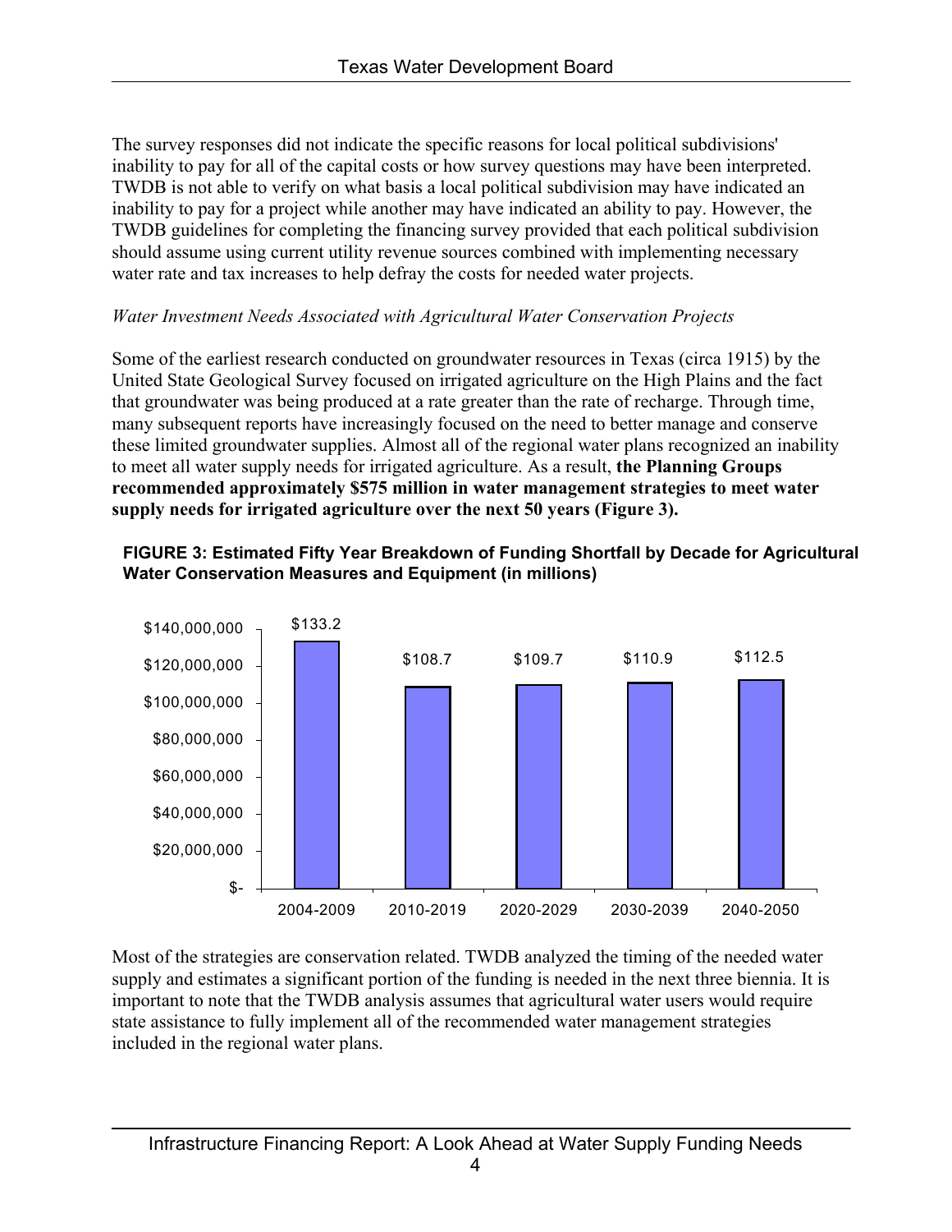The survey responses did not indicate the specific reasons for local political subdivisions' inability to pay for all of the capital costs or how survey questions may have been interpreted. TWDB is not able to verify on what basis a local political subdivision may have indicated an inability to pay for a project while another may have indicated an ability to pay. However, the TWDB guidelines for completing the financing survey provided that each political subdivision should assume using current utility revenue sources combined with implementing necessary water rate and tax increases to help defray the costs for needed water projects.

*Water Investment Needs Associated with Agricultural Water Conservation Projects*

Some of the earliest research conducted on groundwater resources in Texas (circa 1915) by the United State Geological Survey focused on irrigated agriculture on the High Plains and the fact that groundwater was being produced at a rate greater than the rate of recharge. Through time, many subsequent reports have increasingly focused on the need to better manage and conserve these limited groundwater supplies. Almost all of the regional water plans recognized an inability to meet all water supply needs for irrigated agriculture. As a result, **the Planning Groups recommended approximately $575 million in water management strategies to meet water supply needs for irrigated agriculture over the next 50 years (Figure 3).**

**FIGURE 3: Estimated Fifty Year Breakdown of Funding Shortfall by Decade for Agricultural Water Conservation Measures and Equipment (in millions)**

$140,000,000
$120,000,000
$100,000,000
$80,000,000
$60,000,000
$40,000,000
$20,000,000
$-

$133.2
$108.7
$109.7
$110.9
$112.5

2004-2009
2010-2019
2020-2029
2030-2039
2040-2050

Most of the strategies are conservation related. TWDB analyzed the timing of the needed water supply and estimates a significant portion of the funding is needed in the next three biennia. It is important to note that the TWDB analysis assumes that agricultural water users would require state assistance to fully implement all of the recommended water management strategies included in the regional water plans.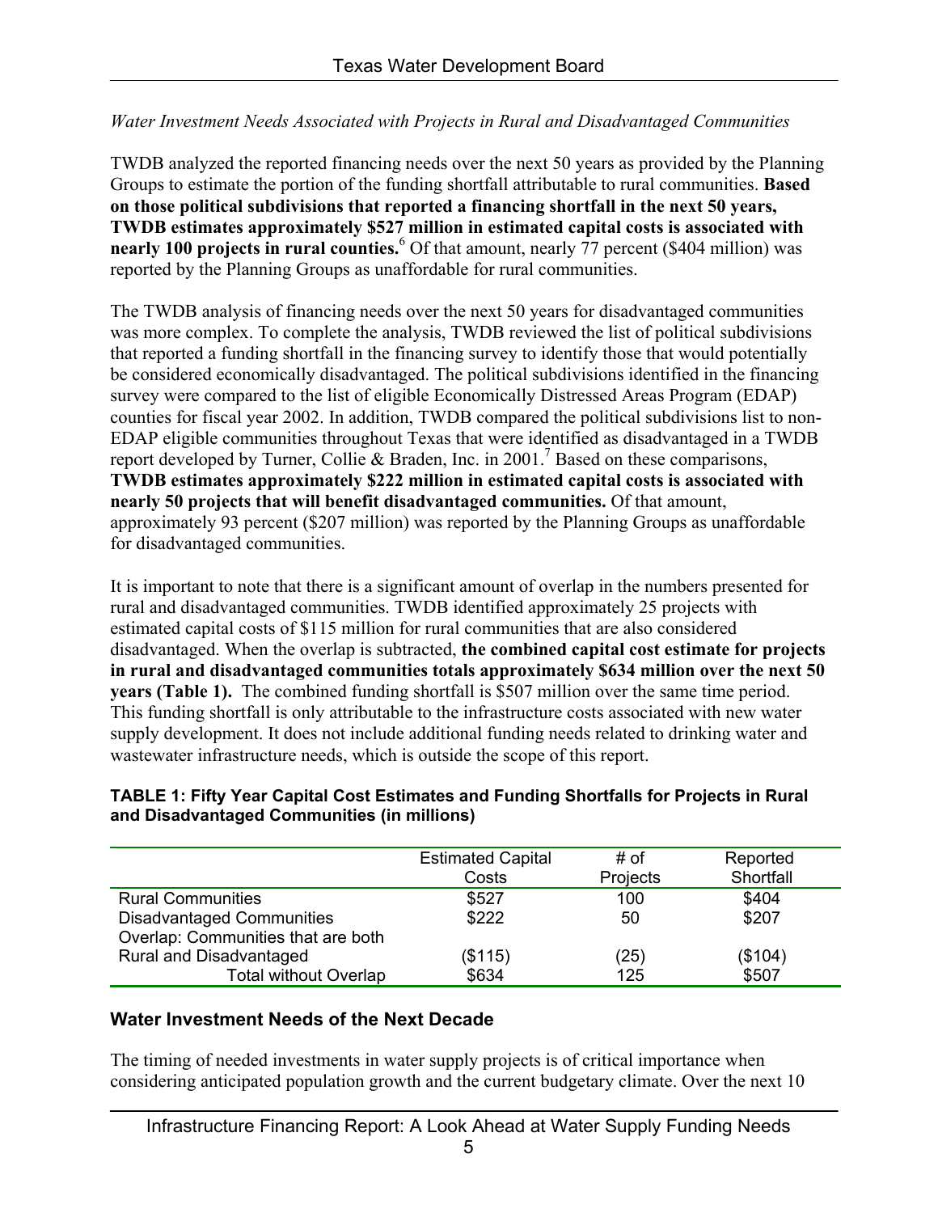*Water Investment Needs Associated with Projects in Rural and Disadvantaged Communities*

TWDB analyzed the reported financing needs over the next 50 years as provided by the Planning Groups to estimate the portion of the funding shortfall attributable to rural communities. **Based on those political subdivisions that reported a financing shortfall in the next 50 years, TWDB estimates approximately $527 million in estimated capital costs is associated with nearly 100 projects in rural counties.**[6] Of that amount, nearly 77 percent ($404 million) was reported by the Planning Groups as unaffordable for rural communities.

The TWDB analysis of financing needs over the next 50 years for disadvantaged communities was more complex. To complete the analysis, TWDB reviewed the list of political subdivisions that reported a funding shortfall in the financing survey to identify those that would potentially be considered economically disadvantaged. The political subdivisions identified in the financing survey were compared to the list of eligible Economically Distressed Areas Program (EDAP) counties for fiscal year 2002. In addition, TWDB compared the political subdivisions list to non-EDAP eligible communities throughout Texas that were identified as disadvantaged in a TWDB report developed by Turner, Collie & Braden, Inc. in 2001.[7] Based on these comparisons, **TWDB estimates approximately $222 million in estimated capital costs is associated with nearly 50 projects that will benefit disadvantaged communities.** Of that amount, approximately 93 percent ($207 million) was reported by the Planning Groups as unaffordable for disadvantaged communities.

It is important to note that there is a significant amount of overlap in the numbers presented for rural and disadvantaged communities. TWDB identified approximately 25 projects with estimated capital costs of $115 million for rural communities that are also considered disadvantaged. When the overlap is subtracted, **the combined capital cost estimate for projects in rural and disadvantaged communities totals approximately $634 million over the next 50 years (Table 1).** The combined funding shortfall is $507 million over the same time period. This funding shortfall is only attributable to the infrastructure costs associated with new water supply development. It does not include additional funding needs related to drinking water and wastewater infrastructure needs, which is outside the scope of this report.

**TABLE 1: Fifty Year Capital Cost Estimates and Funding Shortfalls for Projects in Rural and Disadvantaged Communities (in millions)**

| | Estimated Capital Costs | # of Projects | Reported Shortfall |
|---|---|---|---|
| Rural Communities | $527 | 100 | $404 |
| Disadvantaged Communities | $222 | 50 | $207 |
| Overlap: Communities that are both Rural and Disadvantaged | ($115) | (25) | ($104) |
| Total without Overlap | $634 | 125 | $507 |

## Water Investment Needs of the Next Decade

The timing of needed investments in water supply projects is of critical importance when considering anticipated population growth and the current budgetary climate. Over the next 10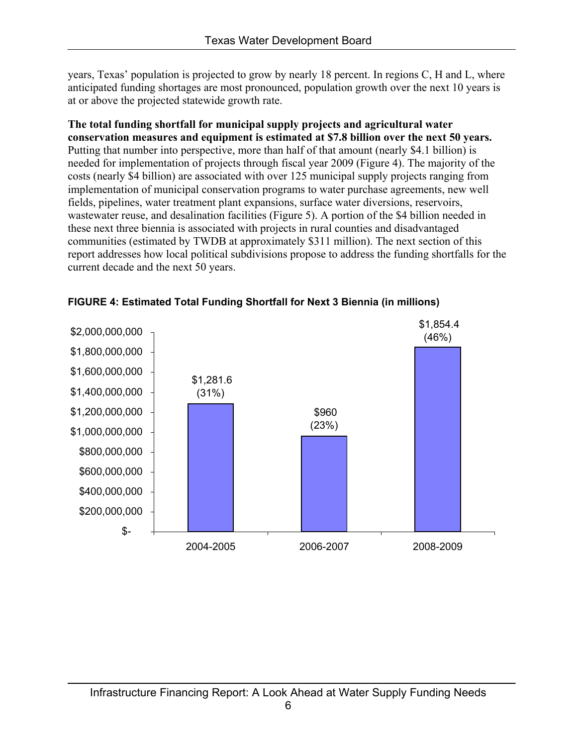years, Texas' population is projected to grow by nearly 18 percent. In regions C, H and L, where anticipated funding shortages are most pronounced, population growth over the next 10 years is at or above the projected statewide growth rate.

**The total funding shortfall for municipal supply projects and agricultural water conservation measures and equipment is estimated at $7.8 billion over the next 50 years.** Putting that number into perspective, more than half of that amount (nearly $4.1 billion) is needed for implementation of projects through fiscal year 2009 (Figure 4). The majority of the costs (nearly $4 billion) are associated with over 125 municipal supply projects ranging from implementation of municipal conservation programs to water purchase agreements, new well fields, pipelines, water treatment plant expansions, surface water diversions, reservoirs, wastewater reuse, and desalination facilities (Figure 5). A portion of the $4 billion needed in these next three biennia is associated with projects in rural counties and disadvantaged communities (estimated by TWDB at approximately $311 million). The next section of this report addresses how local political subdivisions propose to address the funding shortfalls for the current decade and the next 50 years.

**FIGURE 4: Estimated Total Funding Shortfall for Next 3 Biennia (in millions)**

$2,000,000,000
$1,800,000,000
$1,600,000,000
$1,400,000,000
$1,200,000,000
$1,000,000,000
$800,000,000
$600,000,000
$400,000,000
$200,000,000
$-

$1,281.6 (31%)
$960 (23%)
$1,854.4 (46%)

2004-2005
2006-2007
2008-2009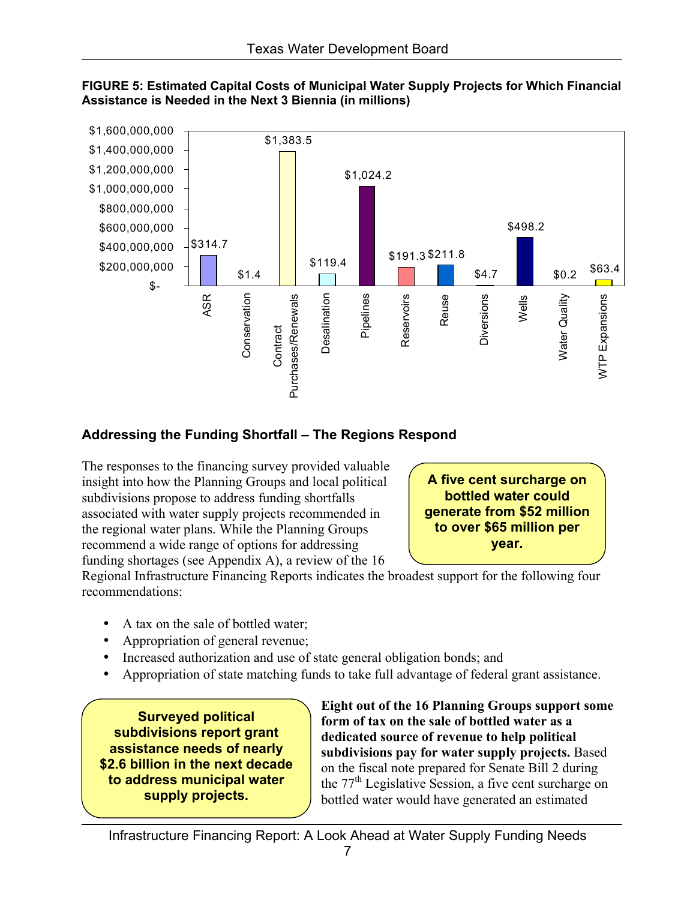**FIGURE 5: Estimated Capital Costs of Municipal Water Supply Projects for Which Financial Assistance is Needed in the Next 3 Biennia (in millions)**

$1,600,000,000
$1,400,000,000
$1,200,000,000
$1,000,000,000
$800,000,000
$600,000,000
$400,000,000
$200,000,000
$-

ASR $314.7
Conservation $1.4
Contract Purchases/Renewals $1,383.5
Desalination $119.4
Pipelines $1,024.2
Reservoirs $191.3
Reuse $211.8
Diversions $4.7
Wells $498.2
Water Quality $0.2
WTP Expansions $63.4

## Addressing the Funding Shortfall – The Regions Respond

The responses to the financing survey provided valuable insight into how the Planning Groups and local political subdivisions propose to address funding shortfalls associated with water supply projects recommended in the regional water plans. While the Planning Groups recommend a wide range of options for addressing funding shortages (see Appendix A), a review of the 16 Regional Infrastructure Financing Reports indicates the broadest support for the following four recommendations:

**A five cent surcharge on bottled water could generate from $52 million to over $65 million per year.**

- A tax on the sale of bottled water;
- Appropriation of general revenue;
- Increased authorization and use of state general obligation bonds; and
- Appropriation of state matching funds to take full advantage of federal grant assistance.

**Surveyed political subdivisions report grant assistance needs of nearly $2.6 billion in the next decade to address municipal water supply projects.**

**Eight out of the 16 Planning Groups support some form of tax on the sale of bottled water as a dedicated source of revenue to help political subdivisions pay for water supply projects.** Based on the fiscal note prepared for Senate Bill 2 during the 77th Legislative Session, a five cent surcharge on bottled water would have generated an estimated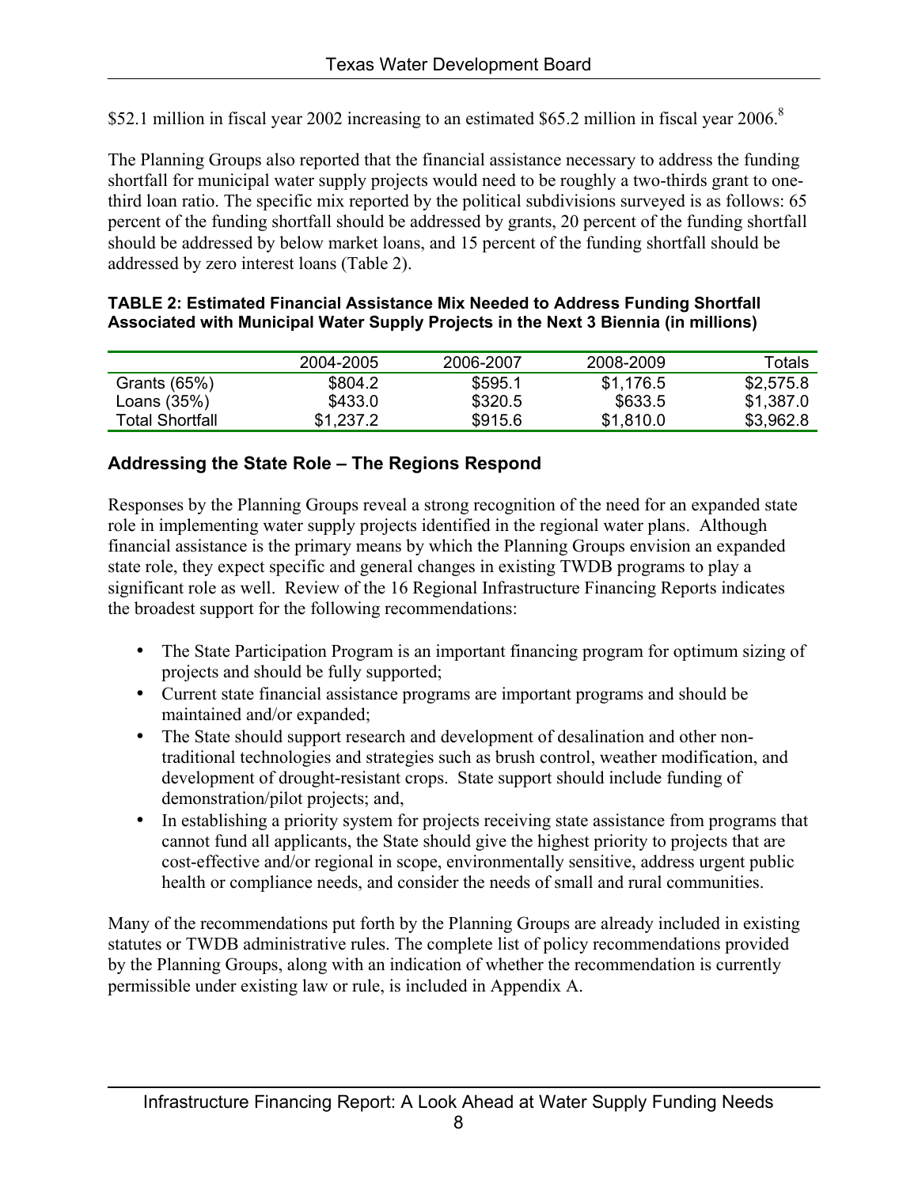$52.1 million in fiscal year 2002 increasing to an estimated $65.2 million in fiscal year 2006.[8]

The Planning Groups also reported that the financial assistance necessary to address the funding shortfall for municipal water supply projects would need to be roughly a two-thirds grant to one-third loan ratio. The specific mix reported by the political subdivisions surveyed is as follows: 65 percent of the funding shortfall should be addressed by grants, 20 percent of the funding shortfall should be addressed by below market loans, and 15 percent of the funding shortfall should be addressed by zero interest loans (Table 2).

**TABLE 2: Estimated Financial Assistance Mix Needed to Address Funding Shortfall Associated with Municipal Water Supply Projects in the Next 3 Biennia (in millions)**

| | 2004-2005 | 2006-2007 | 2008-2009 | Totals |
|---|---|---|---|---|
| Grants (65%) | $804.2 | $595.1 | $1,176.5 | $2,575.8 |
| Loans (35%) | $433.0 | $320.5 | $633.5 | $1,387.0 |
| Total Shortfall | $1,237.2 | $915.6 | $1,810.0 | $3,962.8 |

## Addressing the State Role – The Regions Respond

Responses by the Planning Groups reveal a strong recognition of the need for an expanded state role in implementing water supply projects identified in the regional water plans. Although financial assistance is the primary means by which the Planning Groups envision an expanded state role, they expect specific and general changes in existing TWDB programs to play a significant role as well. Review of the 16 Regional Infrastructure Financing Reports indicates the broadest support for the following recommendations:

- The State Participation Program is an important financing program for optimum sizing of projects and should be fully supported;
- Current state financial assistance programs are important programs and should be maintained and/or expanded;
- The State should support research and development of desalination and other non-traditional technologies and strategies such as brush control, weather modification, and development of drought-resistant crops. State support should include funding of demonstration/pilot projects; and,
- In establishing a priority system for projects receiving state assistance from programs that cannot fund all applicants, the State should give the highest priority to projects that are cost-effective and/or regional in scope, environmentally sensitive, address urgent public health or compliance needs, and consider the needs of small and rural communities.

Many of the recommendations put forth by the Planning Groups are already included in existing statutes or TWDB administrative rules. The complete list of policy recommendations provided by the Planning Groups, along with an indication of whether the recommendation is currently permissible under existing law or rule, is included in Appendix A.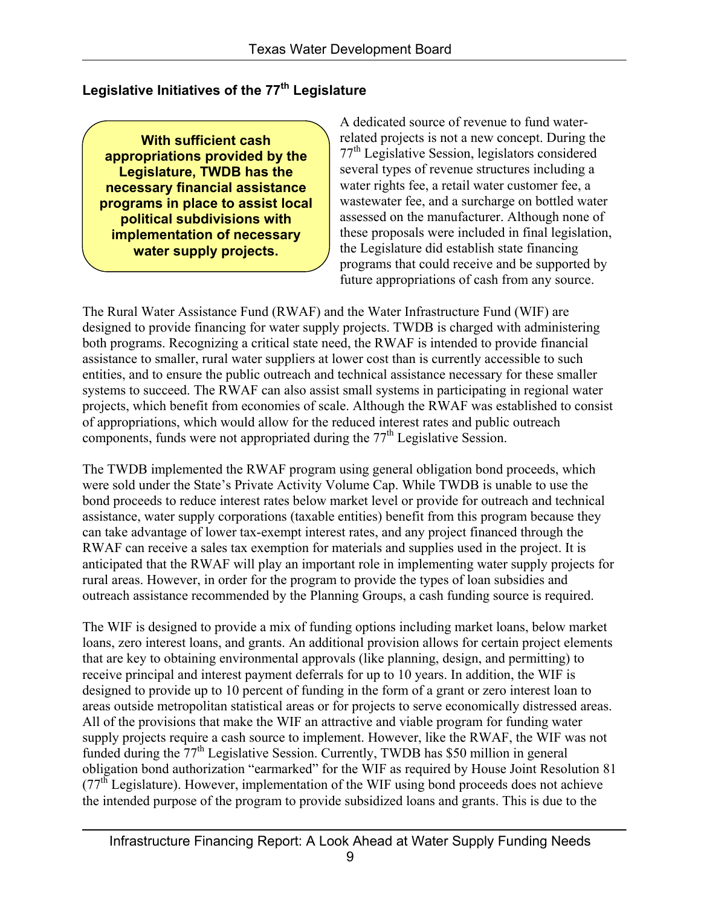### Legislative Initiatives of the 77th Legislature

**With sufficient cash appropriations provided by the Legislature, TWDB has the necessary financial assistance programs in place to assist local political subdivisions with implementation of necessary water supply projects.**

A dedicated source of revenue to fund water-related projects is not a new concept. During the 77th Legislative Session, legislators considered several types of revenue structures including a water rights fee, a retail water customer fee, a wastewater fee, and a surcharge on bottled water assessed on the manufacturer. Although none of these proposals were included in final legislation, the Legislature did establish state financing programs that could receive and be supported by future appropriations of cash from any source.

The Rural Water Assistance Fund (RWAF) and the Water Infrastructure Fund (WIF) are designed to provide financing for water supply projects. TWDB is charged with administering both programs. Recognizing a critical state need, the RWAF is intended to provide financial assistance to smaller, rural water suppliers at lower cost than is currently accessible to such entities, and to ensure the public outreach and technical assistance necessary for these smaller systems to succeed. The RWAF can also assist small systems in participating in regional water projects, which benefit from economies of scale. Although the RWAF was established to consist of appropriations, which would allow for the reduced interest rates and public outreach components, funds were not appropriated during the 77th Legislative Session.

The TWDB implemented the RWAF program using general obligation bond proceeds, which were sold under the State's Private Activity Volume Cap. While TWDB is unable to use the bond proceeds to reduce interest rates below market level or provide for outreach and technical assistance, water supply corporations (taxable entities) benefit from this program because they can take advantage of lower tax-exempt interest rates, and any project financed through the RWAF can receive a sales tax exemption for materials and supplies used in the project. It is anticipated that the RWAF will play an important role in implementing water supply projects for rural areas. However, in order for the program to provide the types of loan subsidies and outreach assistance recommended by the Planning Groups, a cash funding source is required.

The WIF is designed to provide a mix of funding options including market loans, below market loans, zero interest loans, and grants. An additional provision allows for certain project elements that are key to obtaining environmental approvals (like planning, design, and permitting) to receive principal and interest payment deferrals for up to 10 years. In addition, the WIF is designed to provide up to 10 percent of funding in the form of a grant or zero interest loan to areas outside metropolitan statistical areas or for projects to serve economically distressed areas. All of the provisions that make the WIF an attractive and viable program for funding water supply projects require a cash source to implement. However, like the RWAF, the WIF was not funded during the 77th Legislative Session. Currently, TWDB has \$50 million in general obligation bond authorization "earmarked" for the WIF as required by House Joint Resolution 81 (77th Legislature). However, implementation of the WIF using bond proceeds does not achieve the intended purpose of the program to provide subsidized loans and grants. This is due to the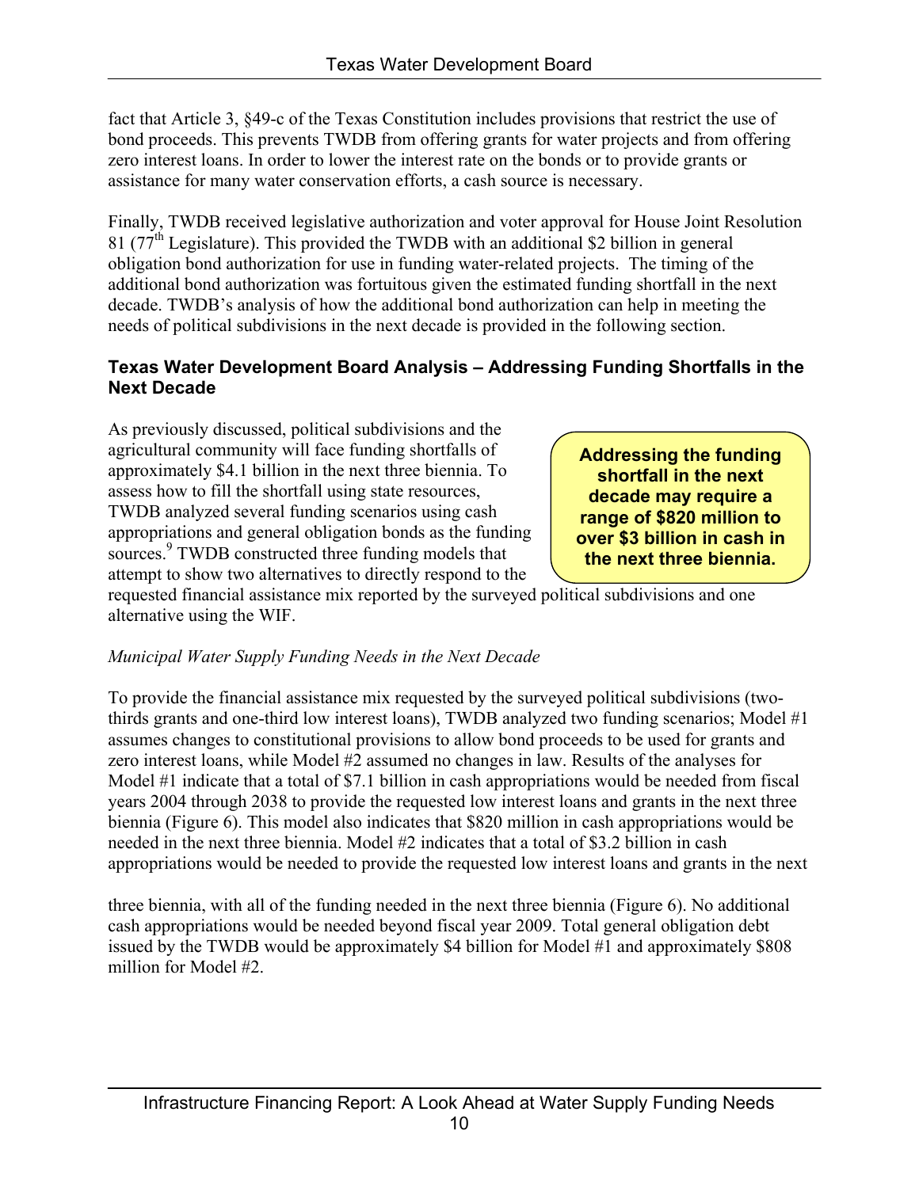fact that Article 3, §49-c of the Texas Constitution includes provisions that restrict the use of bond proceeds. This prevents TWDB from offering grants for water projects and from offering zero interest loans. In order to lower the interest rate on the bonds or to provide grants or assistance for many water conservation efforts, a cash source is necessary.

Finally, TWDB received legislative authorization and voter approval for House Joint Resolution 81 (77th Legislature). This provided the TWDB with an additional $2 billion in general obligation bond authorization for use in funding water-related projects. The timing of the additional bond authorization was fortuitous given the estimated funding shortfall in the next decade. TWDB's analysis of how the additional bond authorization can help in meeting the needs of political subdivisions in the next decade is provided in the following section.

### Texas Water Development Board Analysis – Addressing Funding Shortfalls in the Next Decade

**Addressing the funding shortfall in the next decade may require a range of $820 million to over $3 billion in cash in the next three biennia.**

As previously discussed, political subdivisions and the agricultural community will face funding shortfalls of approximately $4.1 billion in the next three biennia. To assess how to fill the shortfall using state resources, TWDB analyzed several funding scenarios using cash appropriations and general obligation bonds as the funding sources.[9] TWDB constructed three funding models that attempt to show two alternatives to directly respond to the requested financial assistance mix reported by the surveyed political subdivisions and one alternative using the WIF.

*Municipal Water Supply Funding Needs in the Next Decade*

To provide the financial assistance mix requested by the surveyed political subdivisions (two-thirds grants and one-third low interest loans), TWDB analyzed two funding scenarios; Model #1 assumes changes to constitutional provisions to allow bond proceeds to be used for grants and zero interest loans, while Model #2 assumed no changes in law. Results of the analyses for Model #1 indicate that a total of $7.1 billion in cash appropriations would be needed from fiscal years 2004 through 2038 to provide the requested low interest loans and grants in the next three biennia (Figure 6). This model also indicates that $820 million in cash appropriations would be needed in the next three biennia. Model #2 indicates that a total of $3.2 billion in cash appropriations would be needed to provide the requested low interest loans and grants in the next three biennia, with all of the funding needed in the next three biennia (Figure 6). No additional cash appropriations would be needed beyond fiscal year 2009. Total general obligation debt issued by the TWDB would be approximately $4 billion for Model #1 and approximately $808 million for Model #2.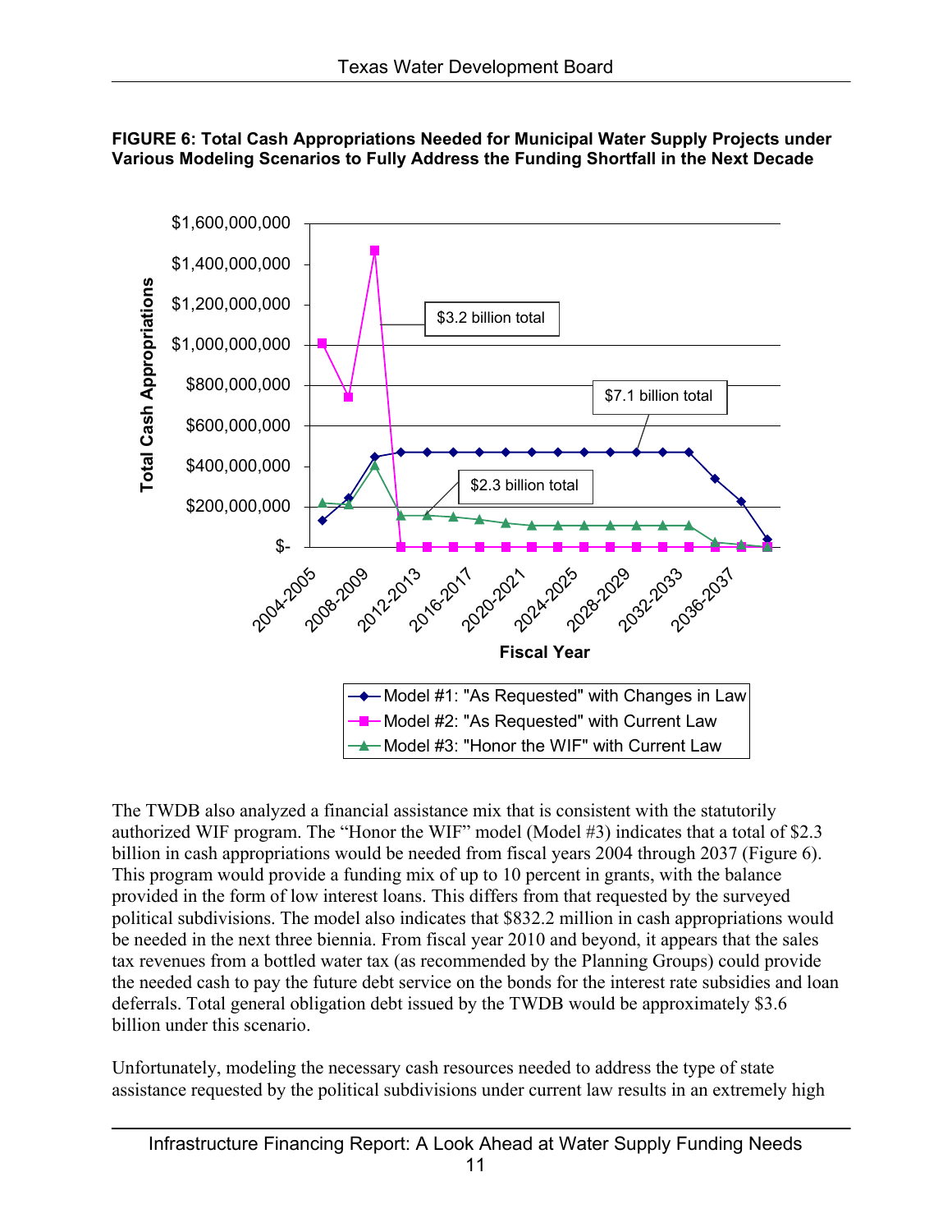**FIGURE 6: Total Cash Appropriations Needed for Municipal Water Supply Projects under Various Modeling Scenarios to Fully Address the Funding Shortfall in the Next Decade**

Total Cash Appropriations

$1,600,000,000
$1,400,000,000
$1,200,000,000
$1,000,000,000
$800,000,000
$600,000,000
$400,000,000
$200,000,000
$-

$3.2 billion total
$7.1 billion total
$2.3 billion total

2004-2005
2008-2009
2012-2013
2016-2017
2020-2021
2024-2025
2028-2029
2032-2033
2036-2037

Fiscal Year

Model #1: "As Requested" with Changes in Law
Model #2: "As Requested" with Current Law
Model #3: "Honor the WIF" with Current Law

The TWDB also analyzed a financial assistance mix that is consistent with the statutorily authorized WIF program. The "Honor the WIF" model (Model #3) indicates that a total of $2.3 billion in cash appropriations would be needed from fiscal years 2004 through 2037 (Figure 6). This program would provide a funding mix of up to 10 percent in grants, with the balance provided in the form of low interest loans. This differs from that requested by the surveyed political subdivisions. The model also indicates that $832.2 million in cash appropriations would be needed in the next three biennia. From fiscal year 2010 and beyond, it appears that the sales tax revenues from a bottled water tax (as recommended by the Planning Groups) could provide the needed cash to pay the future debt service on the bonds for the interest rate subsidies and loan deferrals. Total general obligation debt issued by the TWDB would be approximately $3.6 billion under this scenario.

Unfortunately, modeling the necessary cash resources needed to address the type of state assistance requested by the political subdivisions under current law results in an extremely high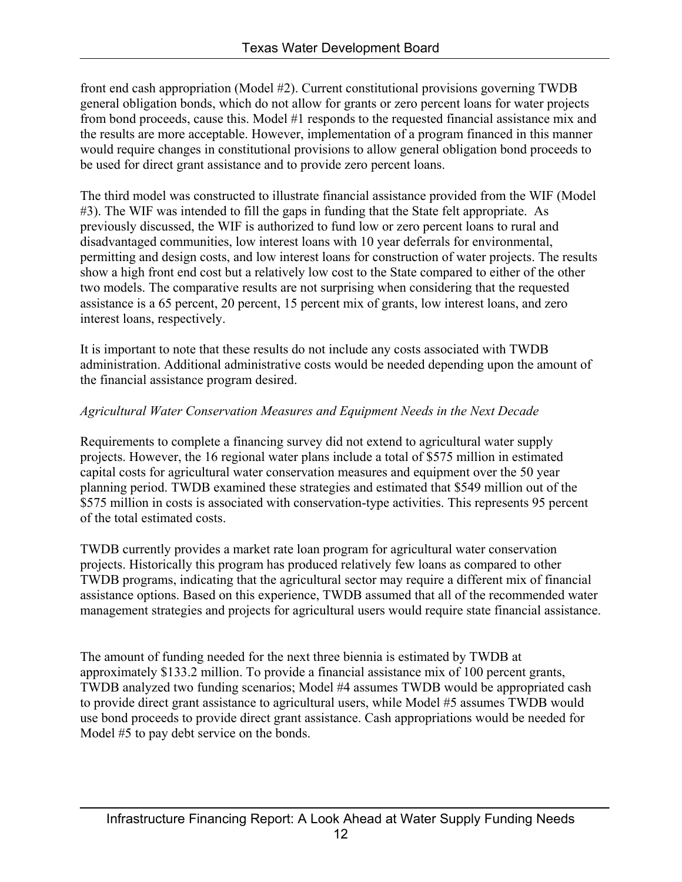front end cash appropriation (Model #2). Current constitutional provisions governing TWDB general obligation bonds, which do not allow for grants or zero percent loans for water projects from bond proceeds, cause this. Model #1 responds to the requested financial assistance mix and the results are more acceptable. However, implementation of a program financed in this manner would require changes in constitutional provisions to allow general obligation bond proceeds to be used for direct grant assistance and to provide zero percent loans.

The third model was constructed to illustrate financial assistance provided from the WIF (Model #3). The WIF was intended to fill the gaps in funding that the State felt appropriate. As previously discussed, the WIF is authorized to fund low or zero percent loans to rural and disadvantaged communities, low interest loans with 10 year deferrals for environmental, permitting and design costs, and low interest loans for construction of water projects. The results show a high front end cost but a relatively low cost to the State compared to either of the other two models. The comparative results are not surprising when considering that the requested assistance is a 65 percent, 20 percent, 15 percent mix of grants, low interest loans, and zero interest loans, respectively.

It is important to note that these results do not include any costs associated with TWDB administration. Additional administrative costs would be needed depending upon the amount of the financial assistance program desired.

*Agricultural Water Conservation Measures and Equipment Needs in the Next Decade*

Requirements to complete a financing survey did not extend to agricultural water supply projects. However, the 16 regional water plans include a total of $575 million in estimated capital costs for agricultural water conservation measures and equipment over the 50 year planning period. TWDB examined these strategies and estimated that $549 million out of the $575 million in costs is associated with conservation-type activities. This represents 95 percent of the total estimated costs.

TWDB currently provides a market rate loan program for agricultural water conservation projects. Historically this program has produced relatively few loans as compared to other TWDB programs, indicating that the agricultural sector may require a different mix of financial assistance options. Based on this experience, TWDB assumed that all of the recommended water management strategies and projects for agricultural users would require state financial assistance.

The amount of funding needed for the next three biennia is estimated by TWDB at approximately $133.2 million. To provide a financial assistance mix of 100 percent grants, TWDB analyzed two funding scenarios; Model #4 assumes TWDB would be appropriated cash to provide direct grant assistance to agricultural users, while Model #5 assumes TWDB would use bond proceeds to provide direct grant assistance. Cash appropriations would be needed for Model #5 to pay debt service on the bonds.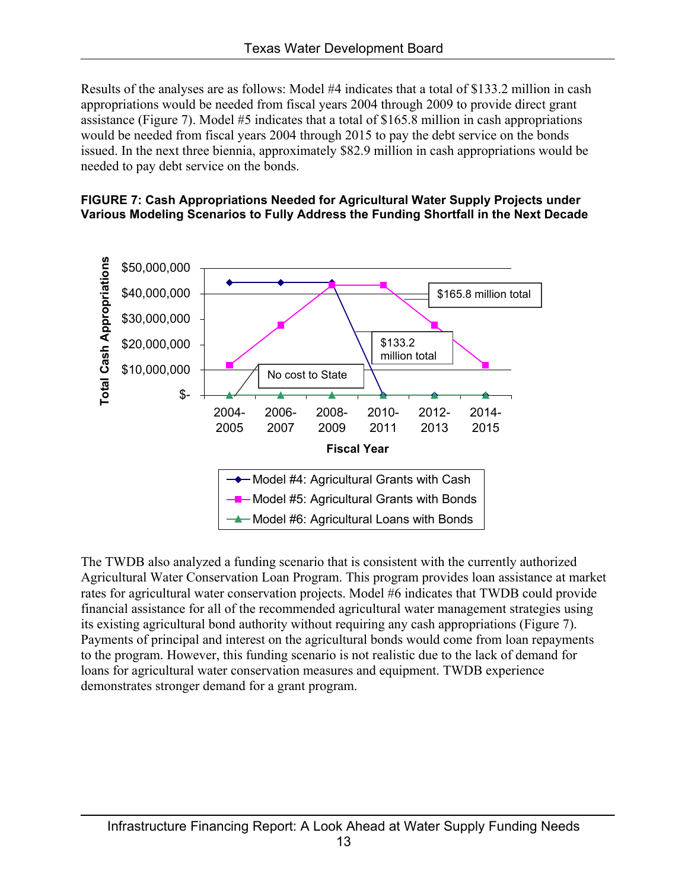Results of the analyses are as follows: Model #4 indicates that a total of $133.2 million in cash appropriations would be needed from fiscal years 2004 through 2009 to provide direct grant assistance (Figure 7). Model #5 indicates that a total of $165.8 million in cash appropriations would be needed from fiscal years 2004 through 2015 to pay the debt service on the bonds issued. In the next three biennia, approximately $82.9 million in cash appropriations would be needed to pay debt service on the bonds.

**FIGURE 7: Cash Appropriations Needed for Agricultural Water Supply Projects under Various Modeling Scenarios to Fully Address the Funding Shortfall in the Next Decade**

Total Cash Appropriations

$50,000,000
$40,000,000
$30,000,000
$20,000,000
$10,000,000
$-

2004-2005
2006-2007
2008-2009
2010-2011
2012-2013
2014-2015

Fiscal Year

$165.8 million total

$133.2 million total

No cost to State

Model #4: Agricultural Grants with Cash
Model #5: Agricultural Grants with Bonds
Model #6: Agricultural Loans with Bonds

The TWDB also analyzed a funding scenario that is consistent with the currently authorized Agricultural Water Conservation Loan Program. This program provides loan assistance at market rates for agricultural water conservation projects. Model #6 indicates that TWDB could provide financial assistance for all of the recommended agricultural water management strategies using its existing agricultural bond authority without requiring any cash appropriations (Figure 7). Payments of principal and interest on the agricultural bonds would come from loan repayments to the program. However, this funding scenario is not realistic due to the lack of demand for loans for agricultural water conservation measures and equipment. TWDB experience demonstrates stronger demand for a grant program.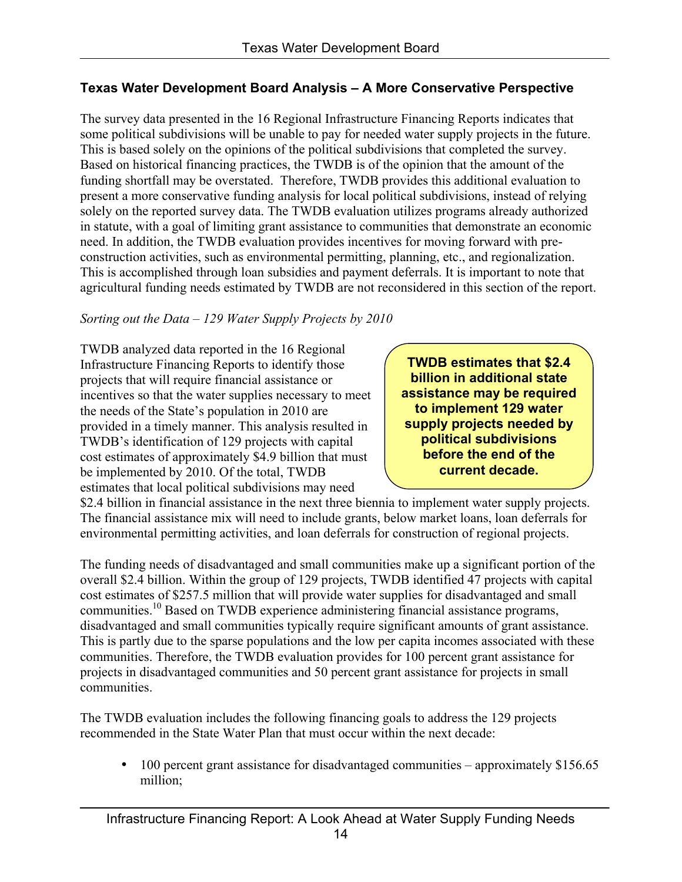### Texas Water Development Board Analysis – A More Conservative Perspective

The survey data presented in the 16 Regional Infrastructure Financing Reports indicates that some political subdivisions will be unable to pay for needed water supply projects in the future. This is based solely on the opinions of the political subdivisions that completed the survey. Based on historical financing practices, the TWDB is of the opinion that the amount of the funding shortfall may be overstated. Therefore, TWDB provides this additional evaluation to present a more conservative funding analysis for local political subdivisions, instead of relying solely on the reported survey data. The TWDB evaluation utilizes programs already authorized in statute, with a goal of limiting grant assistance to communities that demonstrate an economic need. In addition, the TWDB evaluation provides incentives for moving forward with pre-construction activities, such as environmental permitting, planning, etc., and regionalization. This is accomplished through loan subsidies and payment deferrals. It is important to note that agricultural funding needs estimated by TWDB are not reconsidered in this section of the report.

*Sorting out the Data – 129 Water Supply Projects by 2010*

**TWDB estimates that $2.4 billion in additional state assistance may be required to implement 129 water supply projects needed by political subdivisions before the end of the current decade.**

TWDB analyzed data reported in the 16 Regional Infrastructure Financing Reports to identify those projects that will require financial assistance or incentives so that the water supplies necessary to meet the needs of the State's population in 2010 are provided in a timely manner. This analysis resulted in TWDB's identification of 129 projects with capital cost estimates of approximately $4.9 billion that must be implemented by 2010. Of the total, TWDB estimates that local political subdivisions may need $2.4 billion in financial assistance in the next three biennia to implement water supply projects. The financial assistance mix will need to include grants, below market loans, loan deferrals for environmental permitting activities, and loan deferrals for construction of regional projects.

The funding needs of disadvantaged and small communities make up a significant portion of the overall $2.4 billion. Within the group of 129 projects, TWDB identified 47 projects with capital cost estimates of $257.5 million that will provide water supplies for disadvantaged and small communities.[10] Based on TWDB experience administering financial assistance programs, disadvantaged and small communities typically require significant amounts of grant assistance. This is partly due to the sparse populations and the low per capita incomes associated with these communities. Therefore, the TWDB evaluation provides for 100 percent grant assistance for projects in disadvantaged communities and 50 percent grant assistance for projects in small communities.

The TWDB evaluation includes the following financing goals to address the 129 projects recommended in the State Water Plan that must occur within the next decade:

- 100 percent grant assistance for disadvantaged communities – approximately $156.65 million;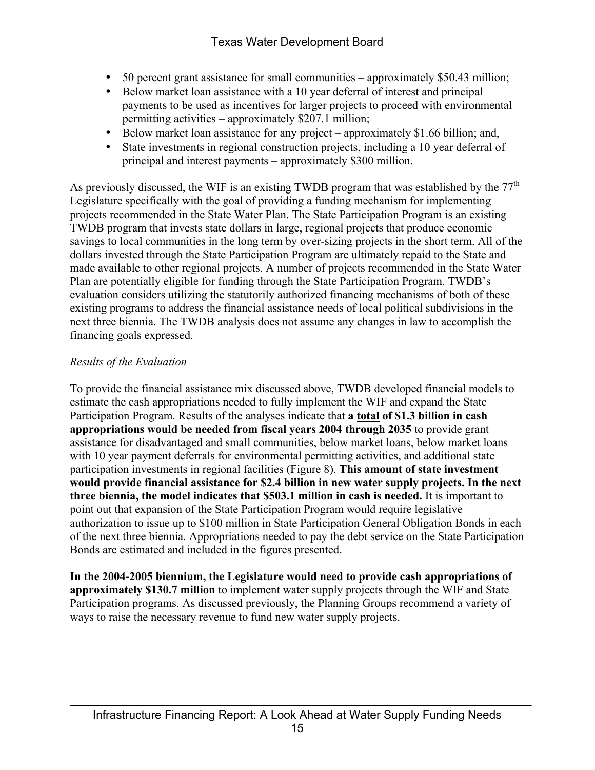- 50 percent grant assistance for small communities – approximately \$50.43 million;
- Below market loan assistance with a 10 year deferral of interest and principal payments to be used as incentives for larger projects to proceed with environmental permitting activities – approximately \$207.1 million;
- Below market loan assistance for any project – approximately \$1.66 billion; and,
- State investments in regional construction projects, including a 10 year deferral of principal and interest payments – approximately \$300 million.

As previously discussed, the WIF is an existing TWDB program that was established by the 77th Legislature specifically with the goal of providing a funding mechanism for implementing projects recommended in the State Water Plan. The State Participation Program is an existing TWDB program that invests state dollars in large, regional projects that produce economic savings to local communities in the long term by over-sizing projects in the short term. All of the dollars invested through the State Participation Program are ultimately repaid to the State and made available to other regional projects. A number of projects recommended in the State Water Plan are potentially eligible for funding through the State Participation Program. TWDB's evaluation considers utilizing the statutorily authorized financing mechanisms of both of these existing programs to address the financial assistance needs of local political subdivisions in the next three biennia. The TWDB analysis does not assume any changes in law to accomplish the financing goals expressed.

*Results of the Evaluation*

To provide the financial assistance mix discussed above, TWDB developed financial models to estimate the cash appropriations needed to fully implement the WIF and expand the State Participation Program. Results of the analyses indicate that **a <u>total</u> of \$1.3 billion in cash appropriations would be needed from fiscal years 2004 through 2035** to provide grant assistance for disadvantaged and small communities, below market loans, below market loans with 10 year payment deferrals for environmental permitting activities, and additional state participation investments in regional facilities (Figure 8). **This amount of state investment would provide financial assistance for \$2.4 billion in new water supply projects. In the next three biennia, the model indicates that \$503.1 million in cash is needed.** It is important to point out that expansion of the State Participation Program would require legislative authorization to issue up to \$100 million in State Participation General Obligation Bonds in each of the next three biennia. Appropriations needed to pay the debt service on the State Participation Bonds are estimated and included in the figures presented.

**In the 2004-2005 biennium, the Legislature would need to provide cash appropriations of approximately \$130.7 million** to implement water supply projects through the WIF and State Participation programs. As discussed previously, the Planning Groups recommend a variety of ways to raise the necessary revenue to fund new water supply projects.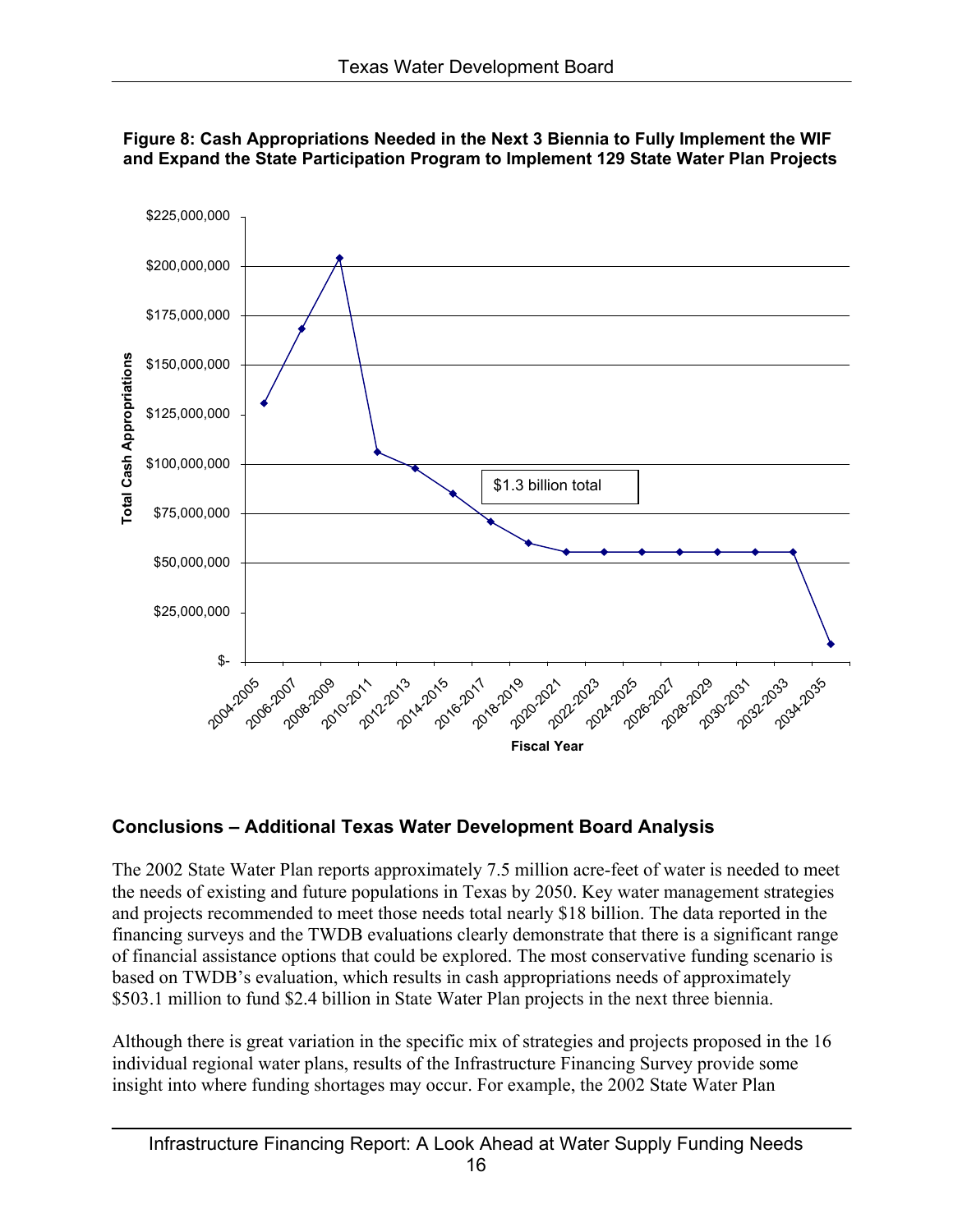**Figure 8: Cash Appropriations Needed in the Next 3 Biennia to Fully Implement the WIF and Expand the State Participation Program to Implement 129 State Water Plan Projects**

$225,000,000
$200,000,000
$175,000,000
$150,000,000
$125,000,000
$100,000,000
$75,000,000
$50,000,000
$25,000,000
$-

Total Cash Appropriations

$1.3 billion total

2004-2005
2006-2007
2008-2009
2010-2011
2012-2013
2014-2015
2016-2017
2018-2019
2020-2021
2022-2023
2024-2025
2026-2027
2028-2029
2030-2031
2032-2033
2034-2035

Fiscal Year

## Conclusions – Additional Texas Water Development Board Analysis

The 2002 State Water Plan reports approximately 7.5 million acre-feet of water is needed to meet the needs of existing and future populations in Texas by 2050. Key water management strategies and projects recommended to meet those needs total nearly $18 billion. The data reported in the financing surveys and the TWDB evaluations clearly demonstrate that there is a significant range of financial assistance options that could be explored. The most conservative funding scenario is based on TWDB's evaluation, which results in cash appropriations needs of approximately $503.1 million to fund $2.4 billion in State Water Plan projects in the next three biennia.

Although there is great variation in the specific mix of strategies and projects proposed in the 16 individual regional water plans, results of the Infrastructure Financing Survey provide some insight into where funding shortages may occur. For example, the 2002 State Water Plan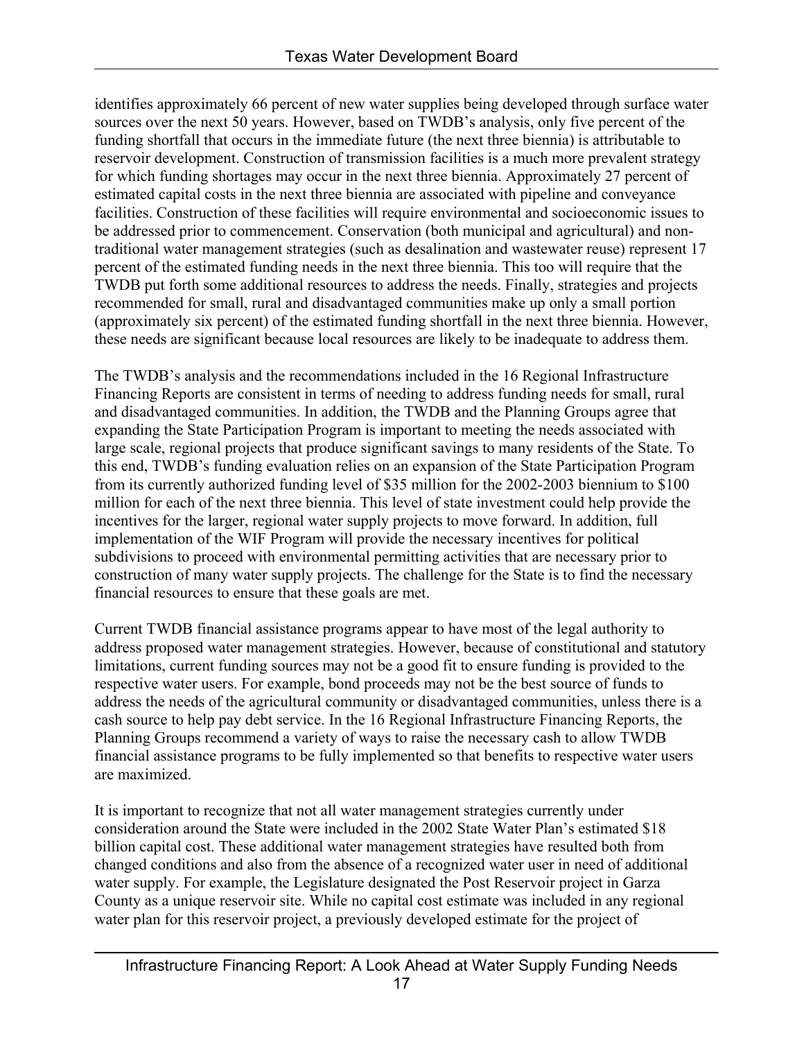identifies approximately 66 percent of new water supplies being developed through surface water sources over the next 50 years. However, based on TWDB's analysis, only five percent of the funding shortfall that occurs in the immediate future (the next three biennia) is attributable to reservoir development. Construction of transmission facilities is a much more prevalent strategy for which funding shortages may occur in the next three biennia. Approximately 27 percent of estimated capital costs in the next three biennia are associated with pipeline and conveyance facilities. Construction of these facilities will require environmental and socioeconomic issues to be addressed prior to commencement. Conservation (both municipal and agricultural) and non-traditional water management strategies (such as desalination and wastewater reuse) represent 17 percent of the estimated funding needs in the next three biennia. This too will require that the TWDB put forth some additional resources to address the needs. Finally, strategies and projects recommended for small, rural and disadvantaged communities make up only a small portion (approximately six percent) of the estimated funding shortfall in the next three biennia. However, these needs are significant because local resources are likely to be inadequate to address them.

The TWDB's analysis and the recommendations included in the 16 Regional Infrastructure Financing Reports are consistent in terms of needing to address funding needs for small, rural and disadvantaged communities. In addition, the TWDB and the Planning Groups agree that expanding the State Participation Program is important to meeting the needs associated with large scale, regional projects that produce significant savings to many residents of the State. To this end, TWDB's funding evaluation relies on an expansion of the State Participation Program from its currently authorized funding level of \$35 million for the 2002-2003 biennium to \$100 million for each of the next three biennia. This level of state investment could help provide the incentives for the larger, regional water supply projects to move forward. In addition, full implementation of the WIF Program will provide the necessary incentives for political subdivisions to proceed with environmental permitting activities that are necessary prior to construction of many water supply projects. The challenge for the State is to find the necessary financial resources to ensure that these goals are met.

Current TWDB financial assistance programs appear to have most of the legal authority to address proposed water management strategies. However, because of constitutional and statutory limitations, current funding sources may not be a good fit to ensure funding is provided to the respective water users. For example, bond proceeds may not be the best source of funds to address the needs of the agricultural community or disadvantaged communities, unless there is a cash source to help pay debt service. In the 16 Regional Infrastructure Financing Reports, the Planning Groups recommend a variety of ways to raise the necessary cash to allow TWDB financial assistance programs to be fully implemented so that benefits to respective water users are maximized.

It is important to recognize that not all water management strategies currently under consideration around the State were included in the 2002 State Water Plan's estimated \$18 billion capital cost. These additional water management strategies have resulted both from changed conditions and also from the absence of a recognized water user in need of additional water supply. For example, the Legislature designated the Post Reservoir project in Garza County as a unique reservoir site. While no capital cost estimate was included in any regional water plan for this reservoir project, a previously developed estimate for the project of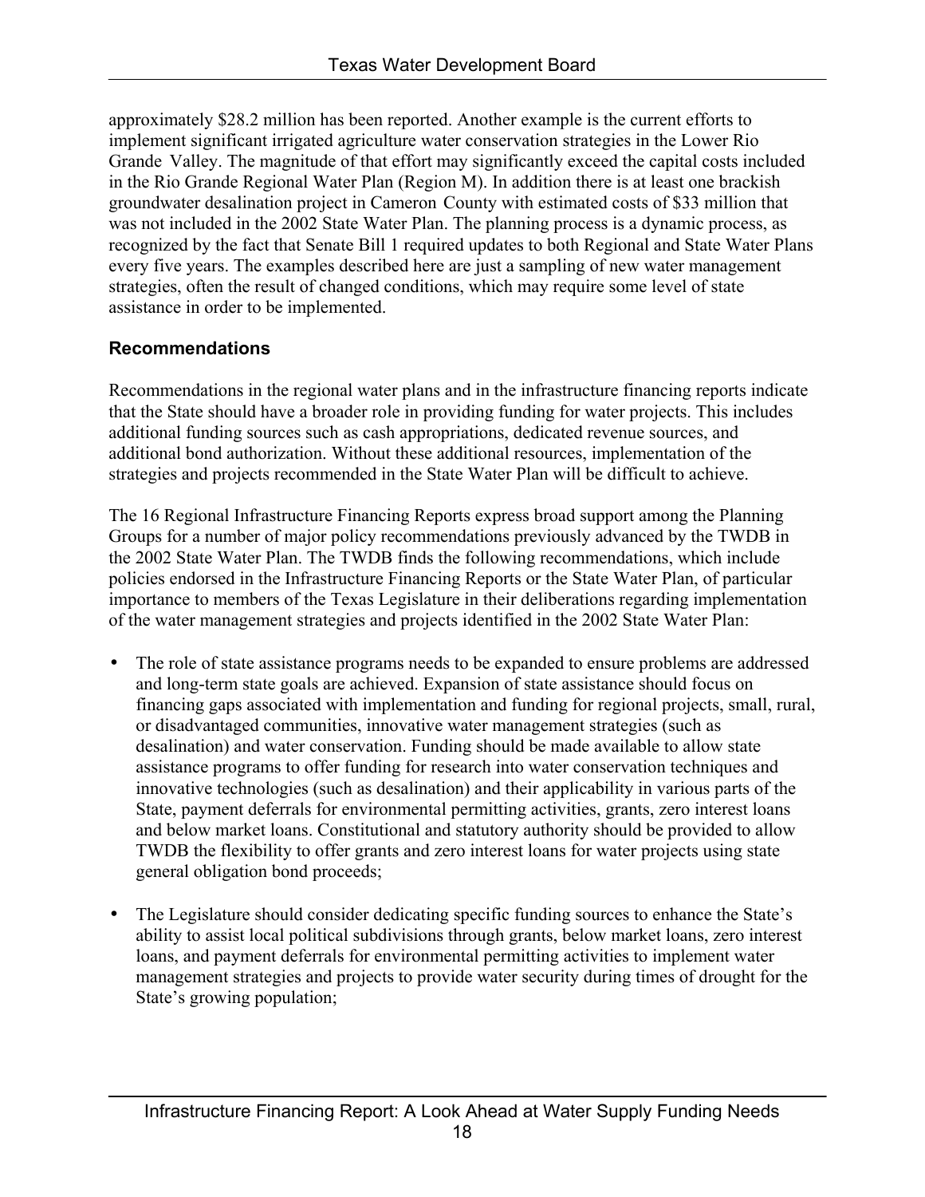approximately $28.2 million has been reported. Another example is the current efforts to implement significant irrigated agriculture water conservation strategies in the Lower Rio Grande Valley. The magnitude of that effort may significantly exceed the capital costs included in the Rio Grande Regional Water Plan (Region M). In addition there is at least one brackish groundwater desalination project in Cameron County with estimated costs of $33 million that was not included in the 2002 State Water Plan. The planning process is a dynamic process, as recognized by the fact that Senate Bill 1 required updates to both Regional and State Water Plans every five years. The examples described here are just a sampling of new water management strategies, often the result of changed conditions, which may require some level of state assistance in order to be implemented.

## Recommendations

Recommendations in the regional water plans and in the infrastructure financing reports indicate that the State should have a broader role in providing funding for water projects. This includes additional funding sources such as cash appropriations, dedicated revenue sources, and additional bond authorization. Without these additional resources, implementation of the strategies and projects recommended in the State Water Plan will be difficult to achieve.

The 16 Regional Infrastructure Financing Reports express broad support among the Planning Groups for a number of major policy recommendations previously advanced by the TWDB in the 2002 State Water Plan. The TWDB finds the following recommendations, which include policies endorsed in the Infrastructure Financing Reports or the State Water Plan, of particular importance to members of the Texas Legislature in their deliberations regarding implementation of the water management strategies and projects identified in the 2002 State Water Plan:

- The role of state assistance programs needs to be expanded to ensure problems are addressed and long-term state goals are achieved. Expansion of state assistance should focus on financing gaps associated with implementation and funding for regional projects, small, rural, or disadvantaged communities, innovative water management strategies (such as desalination) and water conservation. Funding should be made available to allow state assistance programs to offer funding for research into water conservation techniques and innovative technologies (such as desalination) and their applicability in various parts of the State, payment deferrals for environmental permitting activities, grants, zero interest loans and below market loans. Constitutional and statutory authority should be provided to allow TWDB the flexibility to offer grants and zero interest loans for water projects using state general obligation bond proceeds;

- The Legislature should consider dedicating specific funding sources to enhance the State's ability to assist local political subdivisions through grants, below market loans, zero interest loans, and payment deferrals for environmental permitting activities to implement water management strategies and projects to provide water security during times of drought for the State's growing population;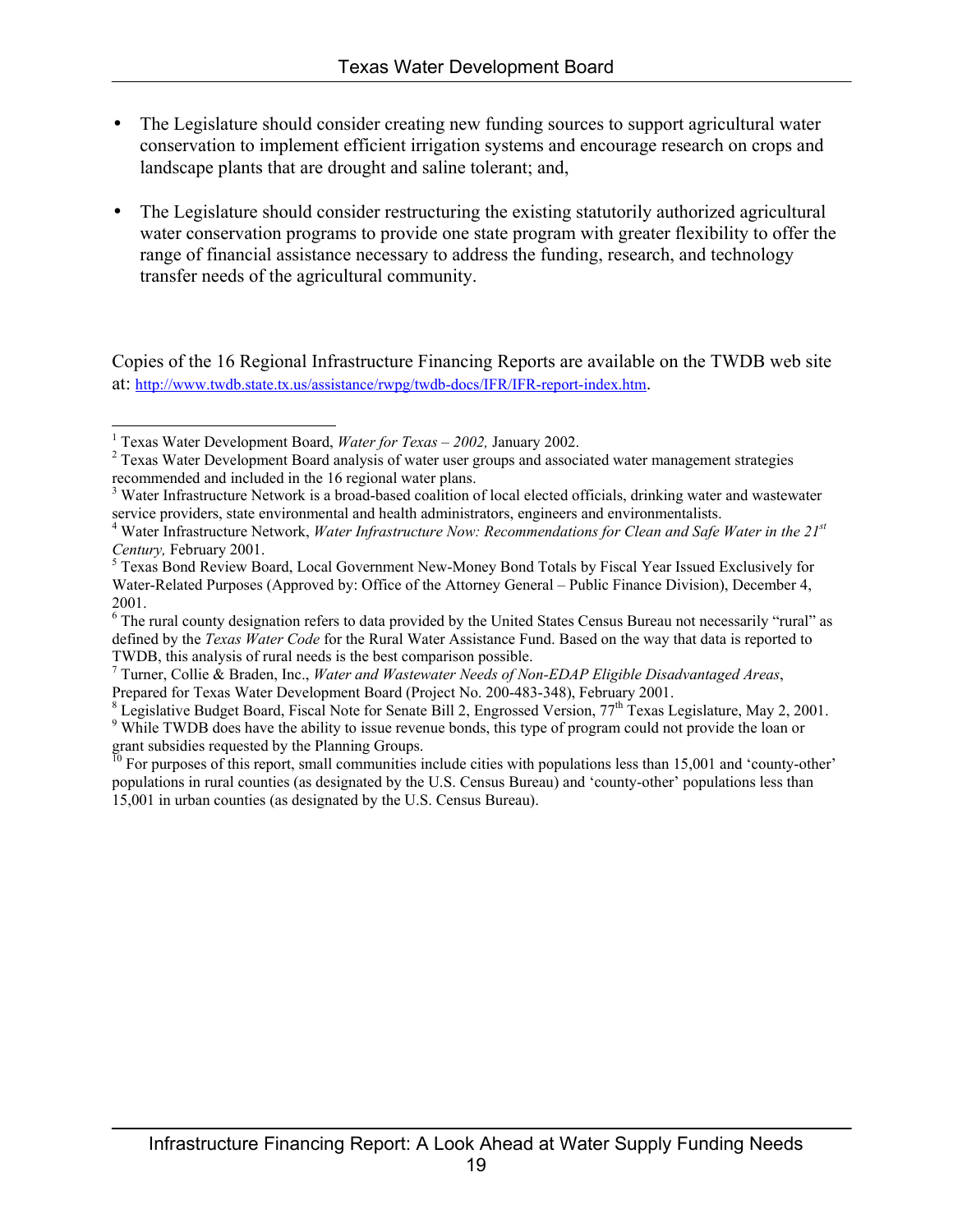- The Legislature should consider creating new funding sources to support agricultural water conservation to implement efficient irrigation systems and encourage research on crops and landscape plants that are drought and saline tolerant; and,

- The Legislature should consider restructuring the existing statutorily authorized agricultural water conservation programs to provide one state program with greater flexibility to offer the range of financial assistance necessary to address the funding, research, and technology transfer needs of the agricultural community.

Copies of the 16 Regional Infrastructure Financing Reports are available on the TWDB web site at: http://www.twdb.state.tx.us/assistance/rwpg/twdb-docs/IFR/IFR-report-index.htm.

---

[1] Texas Water Development Board, *Water for Texas – 2002,* January 2002.

[2] Texas Water Development Board analysis of water user groups and associated water management strategies recommended and included in the 16 regional water plans.

[3] Water Infrastructure Network is a broad-based coalition of local elected officials, drinking water and wastewater service providers, state environmental and health administrators, engineers and environmentalists.

[4] Water Infrastructure Network, *Water Infrastructure Now: Recommendations for Clean and Safe Water in the 21st Century,* February 2001.

[5] Texas Bond Review Board, Local Government New-Money Bond Totals by Fiscal Year Issued Exclusively for Water-Related Purposes (Approved by: Office of the Attorney General – Public Finance Division), December 4, 2001.

[6] The rural county designation refers to data provided by the United States Census Bureau not necessarily "rural" as defined by the *Texas Water Code* for the Rural Water Assistance Fund. Based on the way that data is reported to TWDB, this analysis of rural needs is the best comparison possible.

[7] Turner, Collie & Braden, Inc., *Water and Wastewater Needs of Non-EDAP Eligible Disadvantaged Areas*, Prepared for Texas Water Development Board (Project No. 200-483-348), February 2001.

[8] Legislative Budget Board, Fiscal Note for Senate Bill 2, Engrossed Version, 77th Texas Legislature, May 2, 2001.

[9] While TWDB does have the ability to issue revenue bonds, this type of program could not provide the loan or grant subsidies requested by the Planning Groups.

[10] For purposes of this report, small communities include cities with populations less than 15,001 and 'county-other' populations in rural counties (as designated by the U.S. Census Bureau) and 'county-other' populations less than 15,001 in urban counties (as designated by the U.S. Census Bureau).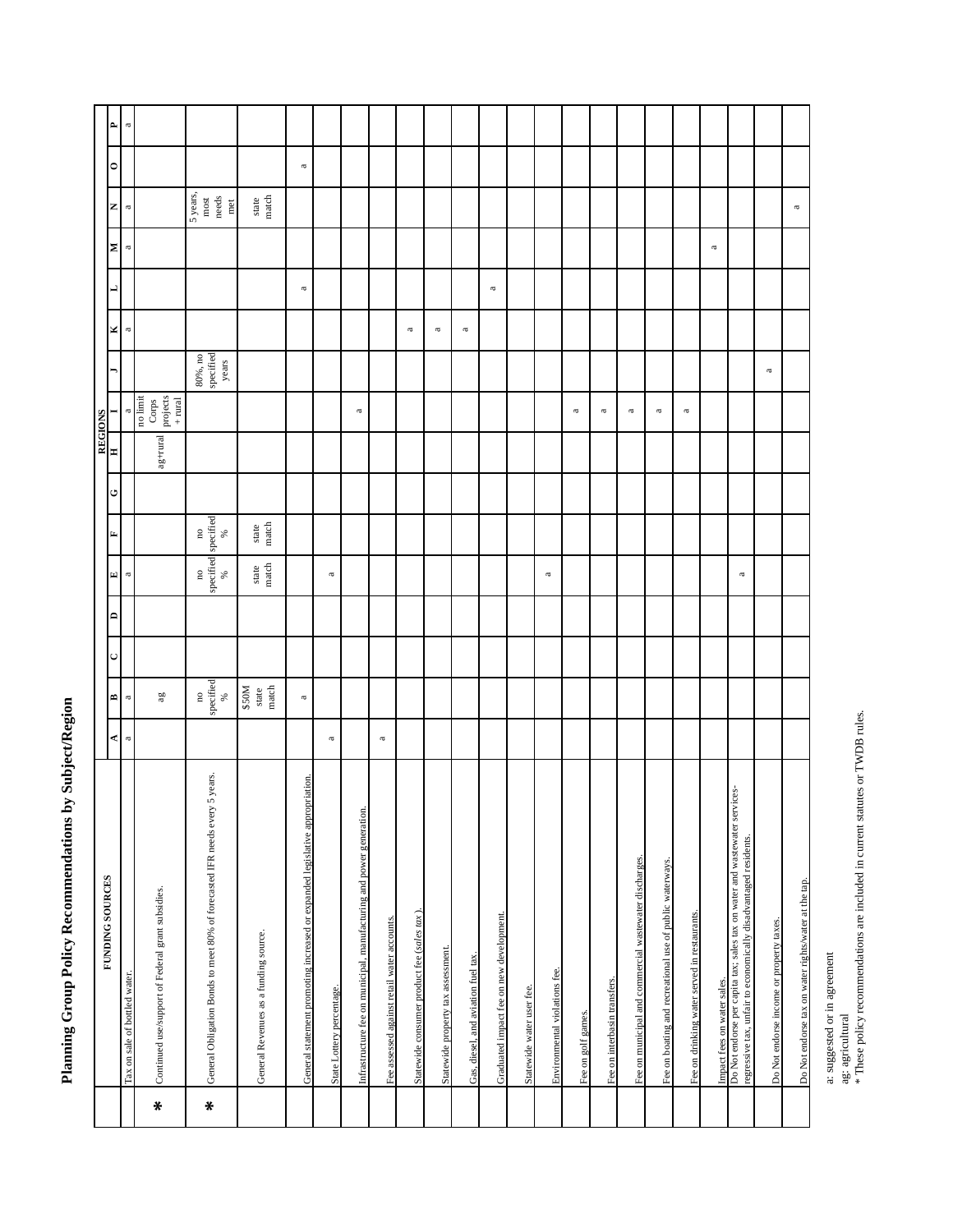# Planning Group Policy Recommendations by Subject/Region

| | FUNDING SOURCES | REGIONS | | | | | | | | | | | | | | | |
|---|---|---|---|---|---|---|---|---|---|---|---|---|---|---|---|---|---|
| | | A | B | C | D | E | F | G | H | I | J | K | L | M | N | O | P |
| | Tax on sale of bottled water. | a | a | | | a | | | | a | | a | | a | a | | a |
| * | Continued use/support of Federal grant subsidies. | | ag | | | | | | ag+rural | no limit Corps projects + rural | | | | | | | |
| * | General Obligation Bonds to meet 80% of forecasted IFR needs every 5 years. | | no specified % | | | no specified % | no specified % | | | | 80%, no specified years | | | | 5 years, most needs met | | |
| | General Revenues as a funding source. | | $50M state match | | | state match | state match | | | | | | | | state match | | |
| | General statement promoting increased or expanded legislative appropriation. | | a | | | | | | | | | | a | | | a | |
| | State Lottery percentage. | a | | | | a | | | | | | | | | | | |
| | Infrastructure fee on municipal, manufacturing and power generation. | | | | | | | | | a | | | | | | | |
| | Fee assessed against retail water accounts. | a | | | | | | | | | | | | | | | |
| | Statewide consumer product fee (*sales tax*). | | | | | | | | | | | a | | | | | |
| | Statewide property tax assessment. | | | | | | | | | | | a | | | | | |
| | Gas, diesel, and aviation fuel tax. | | | | | | | | | | | a | | | | | |
| | Graduated impact fee on new development. | | | | | | | | | | | | a | | | | |
| | Statewide water user fee. | | | | | | | | | | | | | | | | |
| | Environmental violations fee. | | | | | a | | | | | | | | | | | |
| | Fee on golf games. | | | | | | | | | a | | | | | | | |
| | Fee on interbasin transfers. | | | | | | | | | a | | | | | | | |
| | Fee on municipal and commercial wastewater discharges. | | | | | | | | | a | | | | | | | |
| | Fee on boating and recreational use of public waterways. | | | | | | | | | a | | | | | | | |
| | Fee on drinking water served in restaurants. | | | | | | | | | a | | | | | | | |
| | Impact fees on water sales. | | | | | | | | | | | | | a | | | |
| | Do Not endorse per capita tax; sales tax on water and wastewater services-regressive tax, unfair to economically disadvantaged residents. | | | | | a | | | | | | | | | | | |
| | Do Not endorse income or property taxes. | | | | | | | | | | a | | | | | | |
| | Do Not endorse tax on water rights/water at the tap. | | | | | | | | | | | | | | a | | |

a: suggested or in agreement
ag: agricultural
* These policy recommendations are included in current statutes or TWDB rules.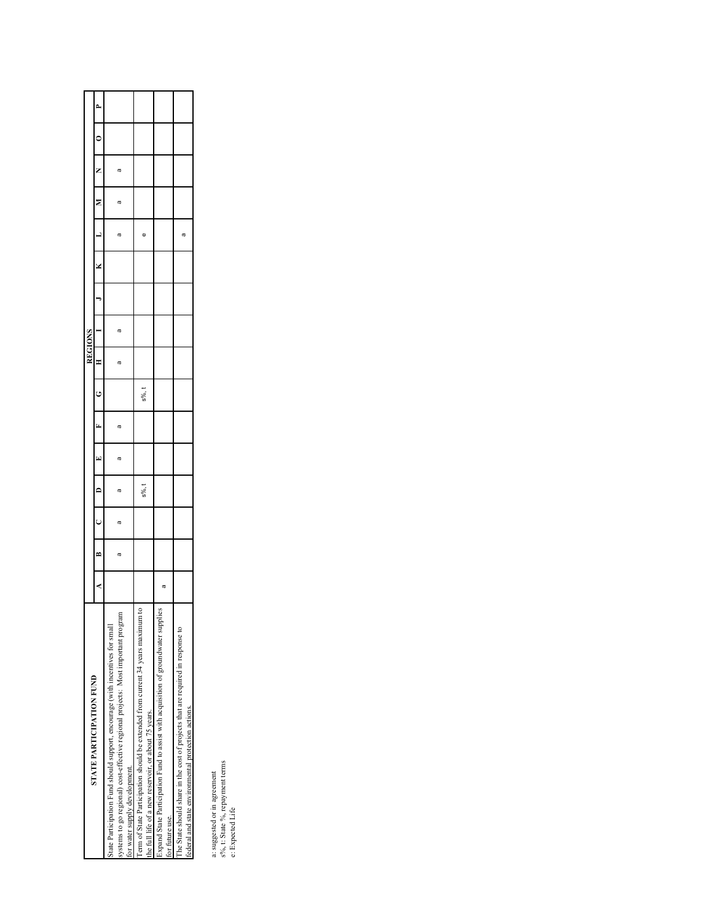| STATE PARTICIPATION FUND | REGIONS | | | | | | | | | | | | | | | |
|---|---|---|---|---|---|---|---|---|---|---|---|---|---|---|---|---|
| | A | B | C | D | E | F | G | H | I | J | K | L | M | N | O | P |
| State Participation Fund should support, encourage (with incentives for small systems to go regional) cost-effective regional projects: Most important program for water supply development. | | a | a | a | a | a | | a | a | | | a | a | a | | |
| Term of State Participation should be extended from current 34 years maximum to the full life of a new reservoir, or about 75 years. | | | | s%, t | | | s%, t | | | | | e | | | | |
| Expand State Participation Fund to assist with acquisition of groundwater supplies for future use. | a | | | | | | | | | | | | | | | |
| The State should share in the cost of projects that are required in response to federal and state environmental protection actions. | | | | | | | | | | | | a | | | | |

a: suggested or in agreement
s%, t: State %, repayment terms
e: Expected Life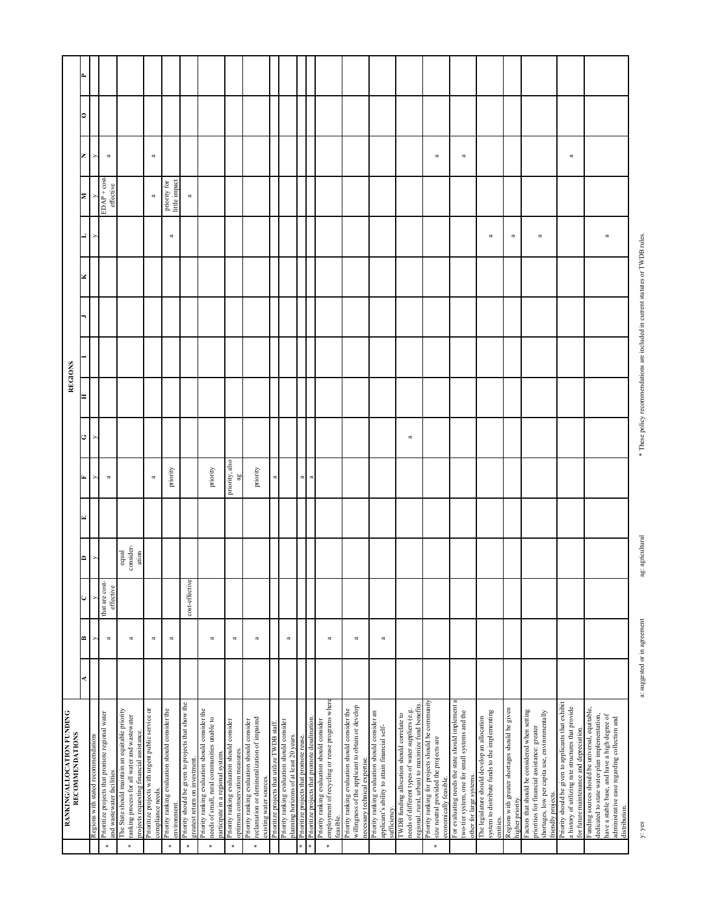| | RANKING/ALLOCATION FUNDING RECOMMENDATIONS | REGIONS | | | | | | | | | | | | | | | |
|---|---|---|---|---|---|---|---|---|---|---|---|---|---|---|---|---|---|
| | | A | B | C | D | E | F | G | H | I | J | K | L | M | N | O | P |
| | Regions with stated recommendations | | y | y | y | | y | y | | | | | y | y | y | | |
| * | Prioritize projects that promote regional water and wastewater facilities | | a | that are cost-effective | | | a | | | | | | | EDAP + cost-effective | a | | |
| * | The State should maintain an equitable priority ranking process for all water and wastewater projects requesting financial assistance. | | a | | equal consider-ation | | | | | | | | | | | | |
| | Prioritize projects with urgent public service or compliance needs. | | a | | | | a | | | | | | | a | a | | |
| * | Priority ranking evaluation should consider the environment. | | a | | | | priority | | | | | | a | priority for little impact | | | |
| * | Priority should be given to projects that show the greatest return on investment. | | | cost-effective | | | | | | | | | | a | | | |
| * | Priority ranking evaluation should consider the needs of small, rural communities unable to participate in a regional system. | | a | | | | priority | | | | | | | | | | |
| * | Priority ranking evaluation should consider optimum conservation measures. | | a | | | | priority, also ag | | | | | | | | | | |
| * | Priority ranking evaluation should consider reclamation or demineralization of impaired existing water sources. | | a | | | | priority | | | | | | | | | | |
| | Prioritize projects that utilize TWDB staff. | | | | | | a | | | | | | | | | | |
| | Priority ranking evaluation should consider planning horizons of at least 20 years. | | a | | | | | | | | | | | | | | |
| * | Prioritize projects that promote reuse. | | | | | | a | | | | | | | | | | |
| * | Prioritize projects that promote desalination. | | | | | | a | | | | | | | | | | |
| * | Priority ranking evaluation should consider employment of recycling or reuse programs where feasible. | | a | | | | | | | | | | | | | | |
| | Priority ranking evaluation should consider the willingness of the applicant to obtain or develop necessary technical expertise. | | a | | | | | | | | | | | | | | |
| | Priority ranking evaluation should consider an applicant's ability to attain financial self-sufficiency. | | a | | | | | | | | | | | | | | |
| | TWDB funding allocation should correlate to needs of different types of water suppliers (e.g. regional, rural, urban) to maximize fund benefits. | | | | | | | a | | | | | | | | | |
| * | Priority ranking for projects should be community size neutral provided the projects are economically feasible. | | | | | | | | | | | | | | a | | |
| | For evaluating needs the state should implement a two-tier system, one for small systems and the other for large systems. | | | | | | | | | | | | | | a | | |
| | The legislature should develop an allocation system to distribute funds to the implementing entities. | | | | | | | | | | | | a | | | | |
| | Regions with greater shortages should be given higher priority. | | | | | | | | | | | | a | | | | |
| | Factors that should be considered when setting priorities for financial assistance: greater shortages, low per capita use, environmentally friendly projects. | | | | | | | | | | | | a | | | | |
| | Priority should be given to applicants that exhibit a history of utilizing rate structures that provide for future maintenance and depreciation. | | | | | | | | | | | | | | a | | |
| | Funding sources should be universal, equitable, dedicated to state water plan implementation, have a stable base, and have a high degree of administrative ease regarding collection and distribution. | | | | | | | | | | | | a | | | | |

y: yes    a: suggested or in agreement    ag: agricultural    * These policy recommendations are included in current statutes or TWDB rules.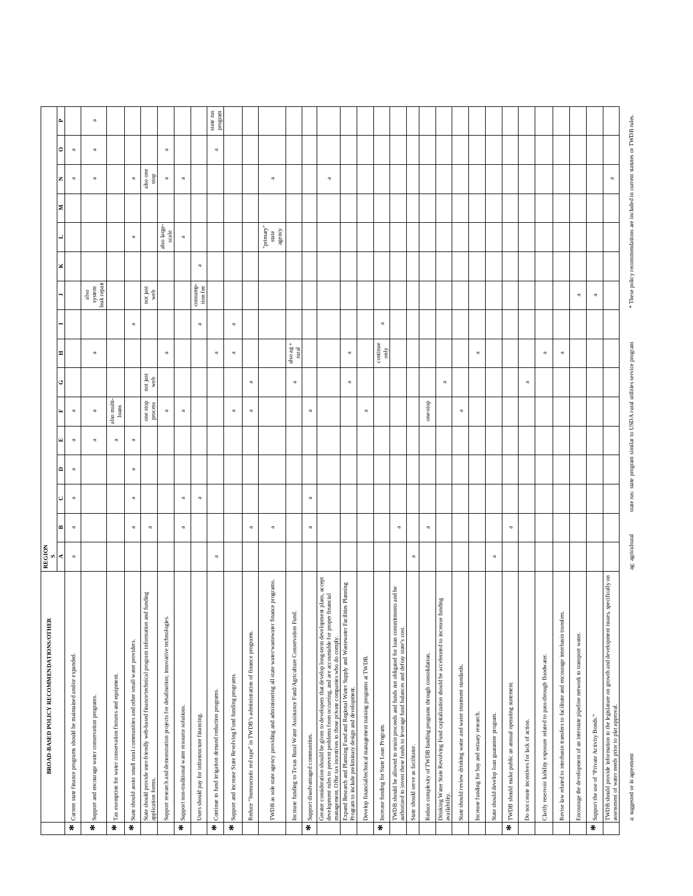| | BROAD-BASED POLICY RECOMMENDATIONS/OTHER | REGIONS | | | | | | | | | | | | | | | |
|---|---|---|---|---|---|---|---|---|---|---|---|---|---|---|---|---|---|
| | | A | B | C | D | E | F | G | H | I | J | K | L | M | N | O | P |
| * | Current state finance programs should be maintained and/or expanded. | a | a | a | a | a | a | | | | | | | | a | a | |
| * | Support and encourage water conservation programs. | | | | | a | a | | a | | also system leak repair | | | | a | a | a |
| * | Tax exemption for water conservation fixtures and equipment. | | | | | a | also multi-loans | | | | | | | | | | |
| * | State should assist small rural communities and other small water providers. | | a | a | a | a | | | | a | | | a | | a | | |
| | State should provide user-friendly web-based finance/technical program information and funding application forms. | | a | | | | one stop process | not just web | | | not just web | | | | also one stop | | |
| | Support research and demonstration projects for desalination; innovative technologies. | | | | | | a | | a | | | | also large-scale | | a | a | |
| * | Support non-traditional water resource solutions. | | a | a | | | a | | | | | | a | | a | | |
| | Users should pay for infrastructure financing. | | | a | | | | | | a | consump-tion fee | a | | | | | |
| * | Continue to fund irrigation demand reduction programs. | a | | | | | | | a | | | | | | | a | state rus program |
| * | Support and increase State Revolving Fund funding programs. | | | | | | a | | a | a | | | | | | | |
| | Reduce "bureaucratic red tape" in TWDB's administration of finance programs. | | a | | | | a | a | | | | | | | | | |
| | TWDB as sole state agency providing and administering all state water/wastewater finance programs. | | a | | | | | | | | | | "primary" state agency | | a | | |
| | Increase funding to Texas Rural Water Assistance Fund/Agriculture Conservation Fund. | | | | | | | a | also ag + rural | | | | | | | | |
| * | Support disadvantaged communities. | | a | a | | | a | | | | | | | | | | |
| | Greater consideration should be given to developers that develop long-term development plans, accept development rules to prevent problems from occurring, and are accountable for proper financial management. Offer tax incentives to those private companies who do comply. | | | | | | | | | | | | | | a | | |
| | Expand Research and Planning Fund and Regional Water Supply and Wastewater Facilities Planning Program to include preliminary design and development. | | | | | | | a | a | | | | | | | | |
| | Develop financial/technical management training programs at TWDB. | | | | | | a | | | | | | | | | | |
| * | Increase funding for State Loan Program. | | | | | | | | continue only | a | | | | | | | |
| | TWDB should be allowed to retain proceeds and funds not obligated for loan commitments and be authorized to invest these funds to leverage fund balances and defray state's cost. | | a | | | | | | | | | | | | | | |
| | State should serve as facilitator. | a | | | | | | | | | | | | | | | |
| | Reduce complexity of TWDB funding programs through consolidation. | | a | | | | one-stop | | | | | | | | | | |
| | Drinking Water State Revolving Fund capitalization should be accelerated to increase funding availability. | | | | | | | a | | | | | | | | | |
| | State should review drinking water and water treatment standards. | | | | | | a | | | | | | | | | | |
| | Increase funding for bay and estuary research. | | | | | | | | a | | | | | | | | |
| | State should develop loan guarantee program. | a | | | | | | | | | | | | | | | |
| * | TWDB should make public an annual operating statement. | | a | | | | | | | | | | | | | | |
| | Do not create incentives for lack of action. | | | | | | | a | | | | | | | | | |
| | Clarify reservoir liability exposure related to pass-through floodwater. | | | | | | | | a | | | | | | | | |
| | Revise law related to interbasin transfers to facilitate and encourage interbasin transfers. | | | | | | | | a | | | | | | | | |
| | Encourage the development of an interstate pipeline network to transport water. | | | | | | | | | | a | | | | | | |
| * | Support the use of "Private Activity Bonds." | | | | | | | | | | a | | | | | | |
| | TWDB should provide information to the legislature on growth and development issues, specifically on assessment of water needs prior to plat approval. | | | | | | | | | | | | | | a | | |

a: suggested or in agreement

ag: agricultural

state rus: state program similar to USDA rural utilities service program

* These policy recommendations are included in current statutes or TWDB rules.